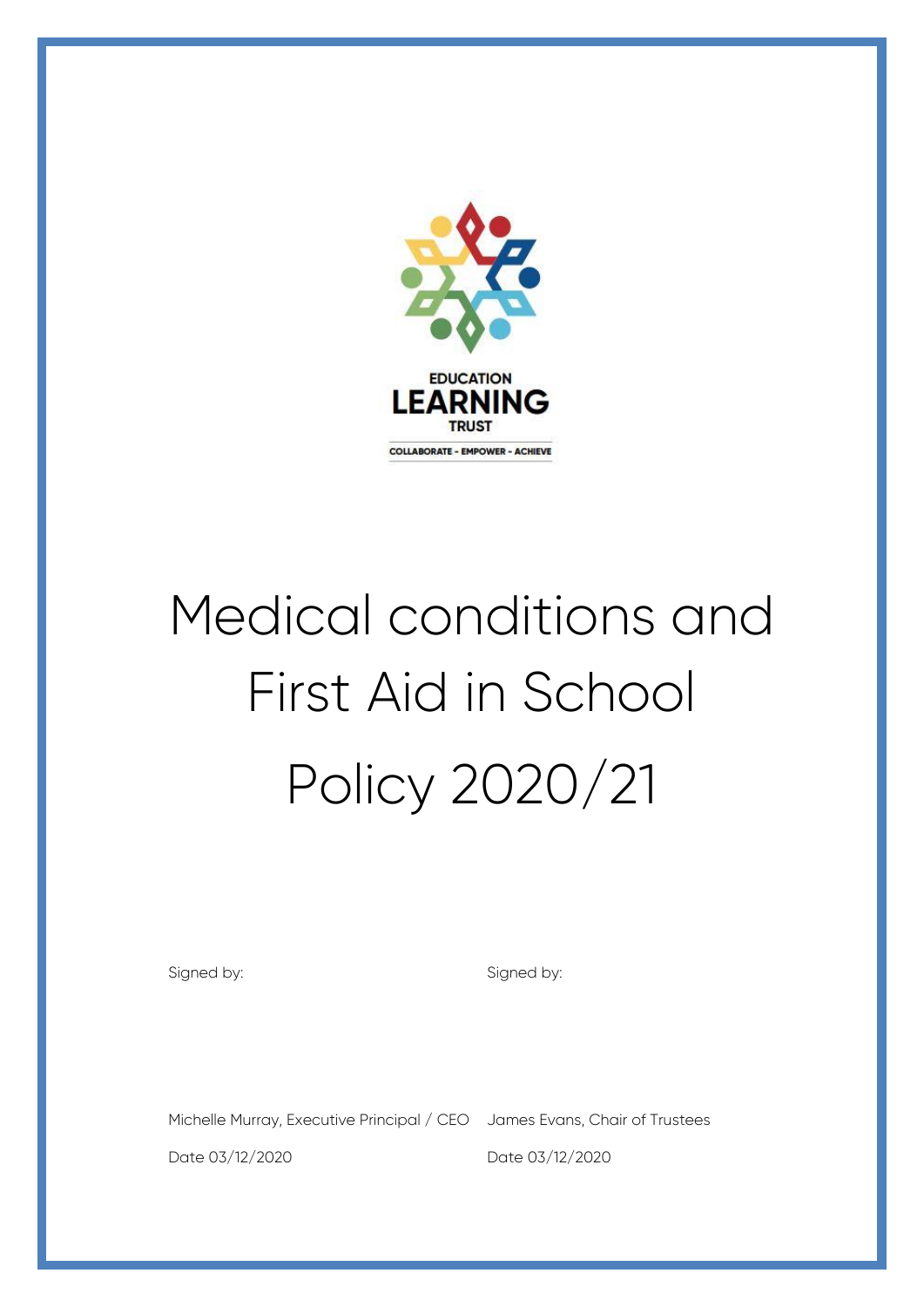EDUCATION LEARNING TRUST

COLLABORATE - EMPOWER - ACHIEVE

# Medical conditions and First Aid in School Policy 2020/21

| Signed by: | Signed by: |
|---|---|
| Michelle Murray, Executive Principal / CEO | James Evans, Chair of Trustees |
| Date 03/12/2020 | Date 03/12/2020 |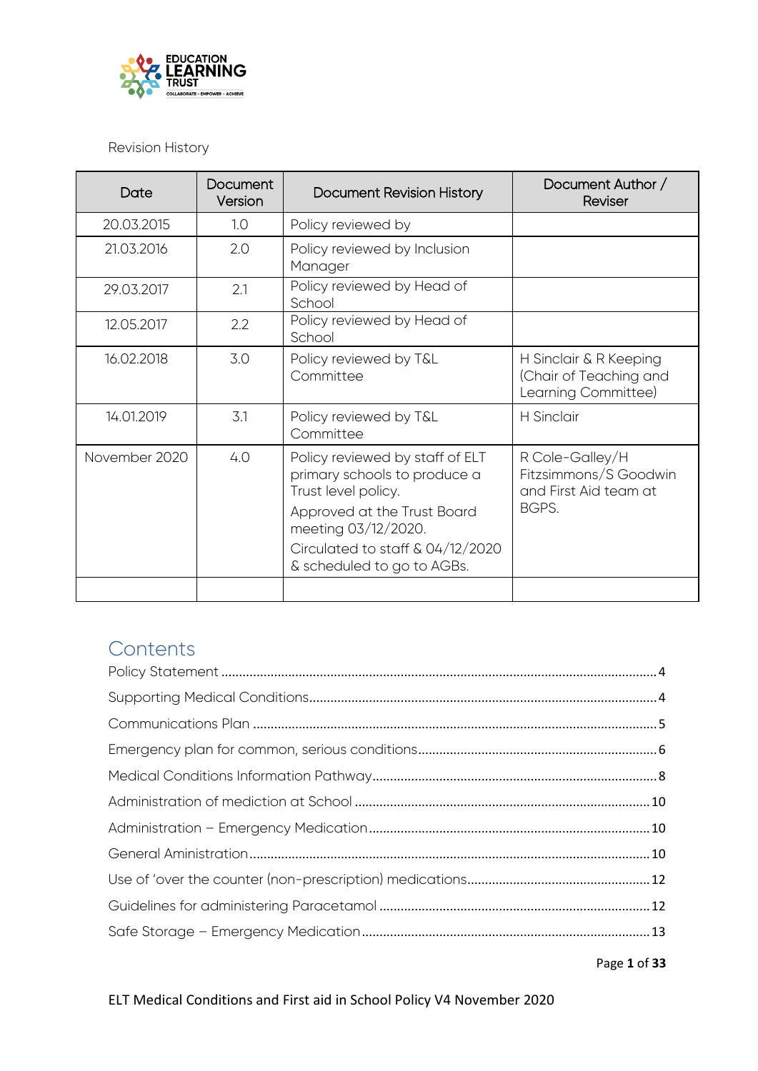Revision History

| Date | Document Version | Document Revision History | Document Author / Reviser |
|---|---|---|---|
| 20.03.2015 | 1.0 | Policy reviewed by | |
| 21.03.2016 | 2.0 | Policy reviewed by Inclusion Manager | |
| 29.03.2017 | 2.1 | Policy reviewed by Head of School | |
| 12.05.2017 | 2.2 | Policy reviewed by Head of School | |
| 16.02.2018 | 3.0 | Policy reviewed by T&L Committee | H Sinclair & R Keeping (Chair of Teaching and Learning Committee) |
| 14.01.2019 | 3.1 | Policy reviewed by T&L Committee | H Sinclair |
| November 2020 | 4.0 | Policy reviewed by staff of ELT primary schools to produce a Trust level policy. Approved at the Trust Board meeting 03/12/2020. Circulated to staff & 04/12/2020 & scheduled to go to AGBs. | R Cole-Galley/H Fitzsimmons/S Goodwin and First Aid team at BGPS. |
| | | | |

## Contents

Policy Statement ..... 4

Supporting Medical Conditions ..... 4

Communications Plan ..... 5

Emergency plan for common, serious conditions ..... 6

Medical Conditions Information Pathway ..... 8

Administration of mediction at School ..... 10

Administration – Emergency Medication ..... 10

General Aministration ..... 10

Use of 'over the counter (non-prescription) medications ..... 12

Guidelines for administering Paracetamol ..... 12

Safe Storage – Emergency Medication ..... 13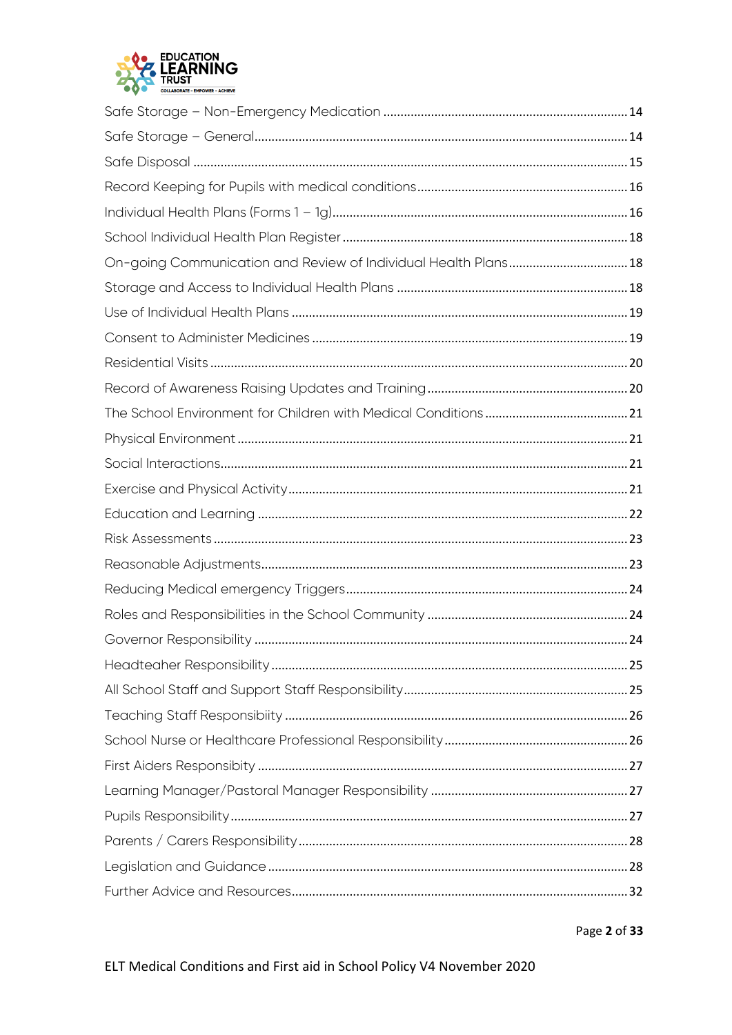Safe Storage – Non-Emergency Medication .......................................................................14
Safe Storage – General..........................................................................................................14
Safe Disposal ..........................................................................................................................15
Record Keeping for Pupils with medical conditions...........................................................16
Individual Health Plans (Forms 1 – 1g).................................................................................16
School Individual Health Plan Register.................................................................................18
On-going Communication and Review of Individual Health Plans...................................18
Storage and Access to Individual Health Plans .................................................................18
Use of Individual Health Plans ...............................................................................................19
Consent to Administer Medicines .........................................................................................19
Residential Visits .......................................................................................................................20
Record of Awareness Raising Updates and Training ........................................................20
The School Environment for Children with Medical Conditions ........................................21
Physical Environment ..............................................................................................................21
Social Interactions....................................................................................................................21
Exercise and Physical Activity.................................................................................................21
Education and Learning .........................................................................................................22
Risk Assessments ......................................................................................................................23
Reasonable Adjustments.........................................................................................................23
Reducing Medical emergency Triggers................................................................................24
Roles and Responsibilities in the School Community .........................................................24
Governor Responsibility ...........................................................................................................24
Headteaher Responsibility ......................................................................................................25
All School Staff and Support Staff Responsibility.................................................................25
Teaching Staff Responsibiity ...................................................................................................26
School Nurse or Healthcare Professional Responsibility......................................................26
First Aiders Responsibity ...........................................................................................................27
Learning Manager/Pastoral Manager Responsibility .........................................................27
Pupils Responsibility...................................................................................................................27
Parents / Carers Responsibility...............................................................................................28
Legislation and Guidance .......................................................................................................28
Further Advice and Resources................................................................................................32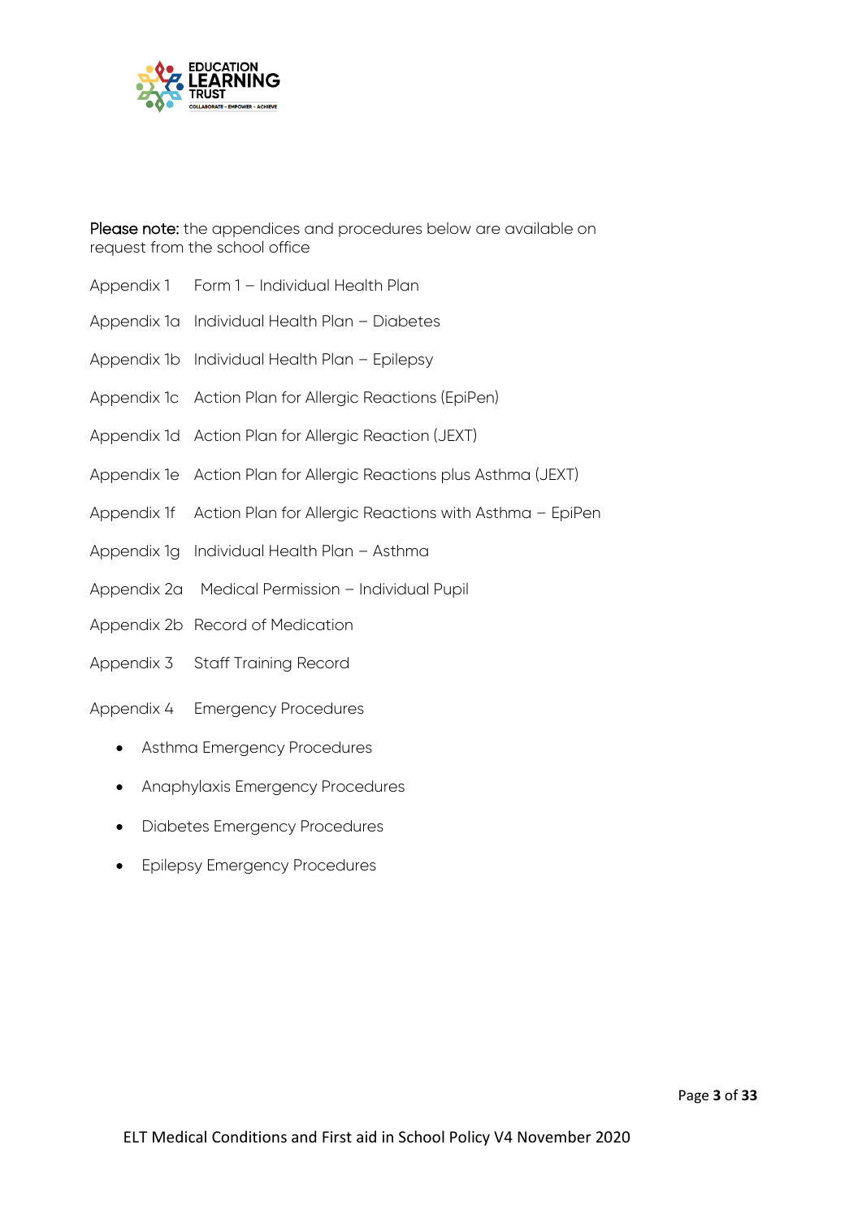**Please note:** the appendices and procedures below are available on request from the school office

Appendix 1 Form 1 – Individual Health Plan

Appendix 1a Individual Health Plan – Diabetes

Appendix 1b Individual Health Plan – Epilepsy

Appendix 1c Action Plan for Allergic Reactions (EpiPen)

Appendix 1d Action Plan for Allergic Reaction (JEXT)

Appendix 1e Action Plan for Allergic Reactions plus Asthma (JEXT)

Appendix 1f Action Plan for Allergic Reactions with Asthma – EpiPen

Appendix 1g Individual Health Plan – Asthma

Appendix 2a Medical Permission – Individual Pupil

Appendix 2b Record of Medication

Appendix 3 Staff Training Record

Appendix 4 Emergency Procedures

- Asthma Emergency Procedures
- Anaphylaxis Emergency Procedures
- Diabetes Emergency Procedures
- Epilepsy Emergency Procedures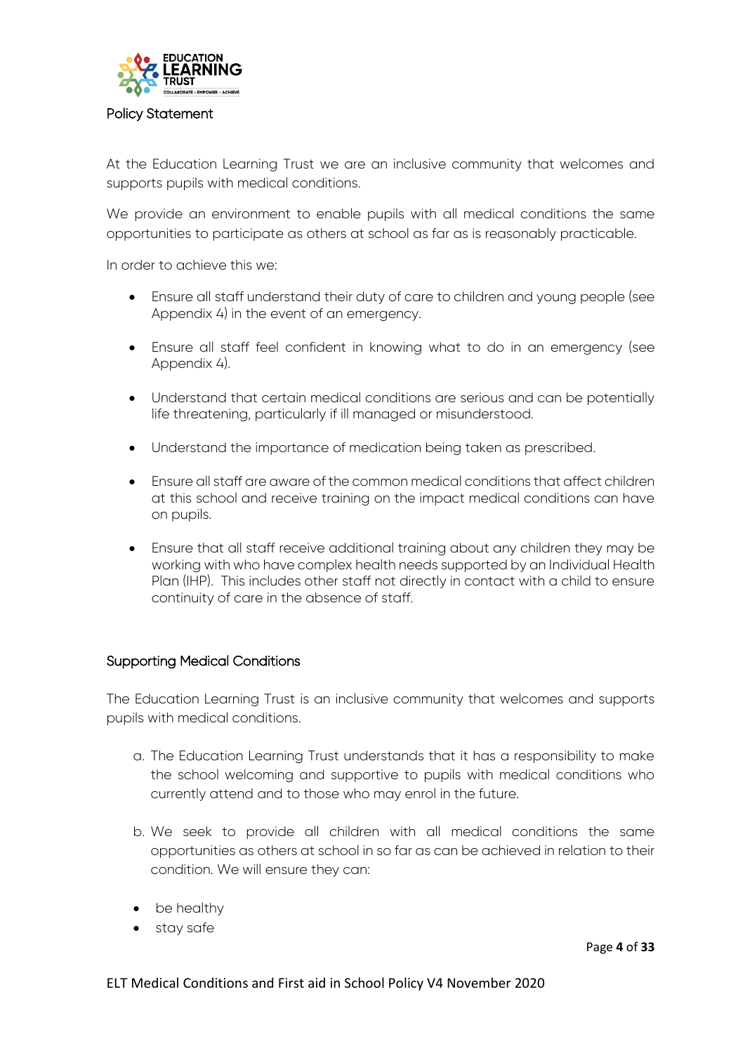## Policy Statement

At the Education Learning Trust we are an inclusive community that welcomes and supports pupils with medical conditions.

We provide an environment to enable pupils with all medical conditions the same opportunities to participate as others at school as far as is reasonably practicable.

In order to achieve this we:

- Ensure all staff understand their duty of care to children and young people (see Appendix 4) in the event of an emergency.
- Ensure all staff feel confident in knowing what to do in an emergency (see Appendix 4).
- Understand that certain medical conditions are serious and can be potentially life threatening, particularly if ill managed or misunderstood.
- Understand the importance of medication being taken as prescribed.
- Ensure all staff are aware of the common medical conditions that affect children at this school and receive training on the impact medical conditions can have on pupils.
- Ensure that all staff receive additional training about any children they may be working with who have complex health needs supported by an Individual Health Plan (IHP). This includes other staff not directly in contact with a child to ensure continuity of care in the absence of staff.

## Supporting Medical Conditions

The Education Learning Trust is an inclusive community that welcomes and supports pupils with medical conditions.

a. The Education Learning Trust understands that it has a responsibility to make the school welcoming and supportive to pupils with medical conditions who currently attend and to those who may enrol in the future.

b. We seek to provide all children with all medical conditions the same opportunities as others at school in so far as can be achieved in relation to their condition. We will ensure they can:

- be healthy
- stay safe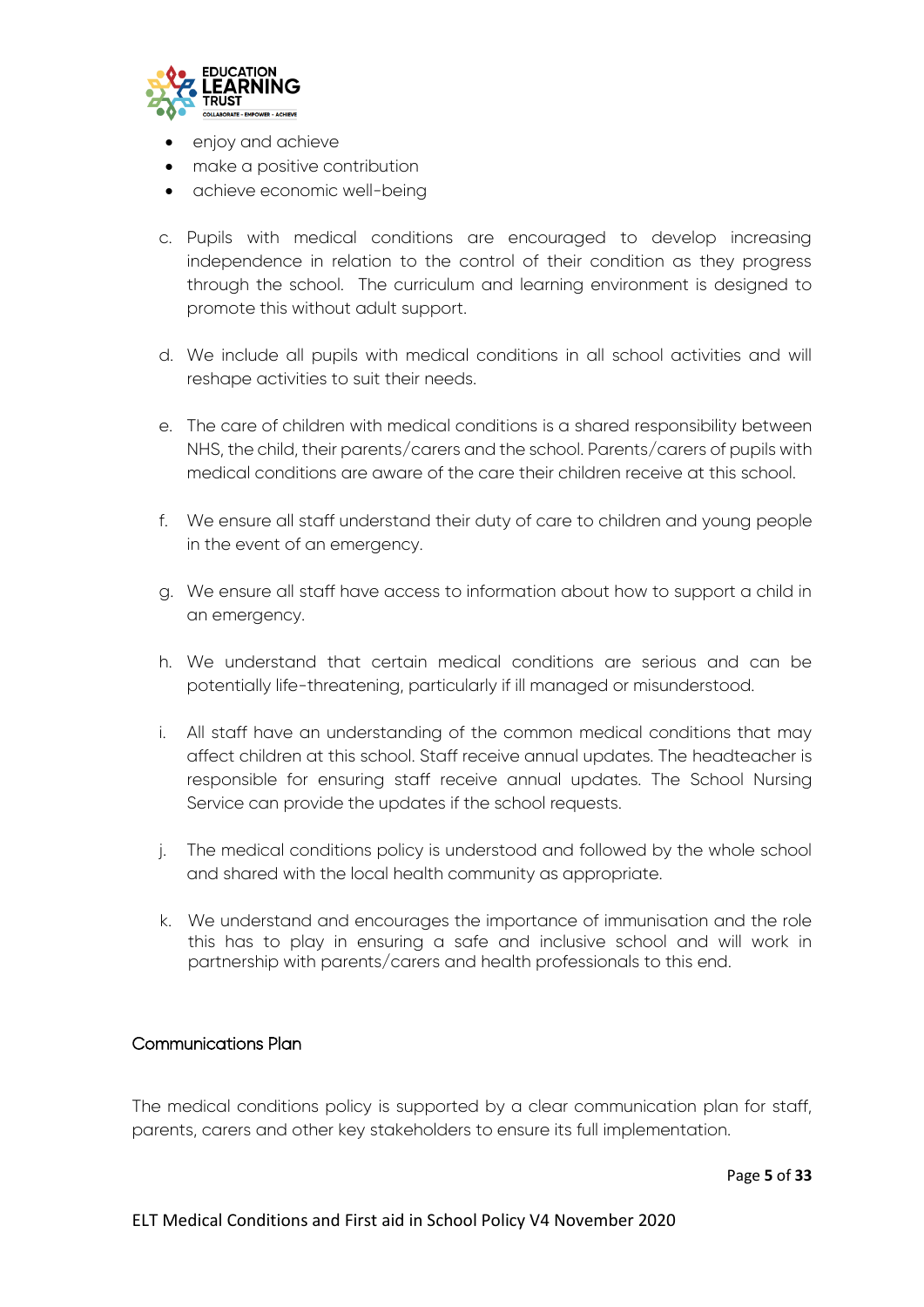- enjoy and achieve
- make a positive contribution
- achieve economic well-being

c. Pupils with medical conditions are encouraged to develop increasing independence in relation to the control of their condition as they progress through the school. The curriculum and learning environment is designed to promote this without adult support.

d. We include all pupils with medical conditions in all school activities and will reshape activities to suit their needs.

e. The care of children with medical conditions is a shared responsibility between NHS, the child, their parents/carers and the school. Parents/carers of pupils with medical conditions are aware of the care their children receive at this school.

f. We ensure all staff understand their duty of care to children and young people in the event of an emergency.

g. We ensure all staff have access to information about how to support a child in an emergency.

h. We understand that certain medical conditions are serious and can be potentially life-threatening, particularly if ill managed or misunderstood.

i. All staff have an understanding of the common medical conditions that may affect children at this school. Staff receive annual updates. The headteacher is responsible for ensuring staff receive annual updates. The School Nursing Service can provide the updates if the school requests.

j. The medical conditions policy is understood and followed by the whole school and shared with the local health community as appropriate.

k. We understand and encourages the importance of immunisation and the role this has to play in ensuring a safe and inclusive school and will work in partnership with parents/carers and health professionals to this end.

## Communications Plan

The medical conditions policy is supported by a clear communication plan for staff, parents, carers and other key stakeholders to ensure its full implementation.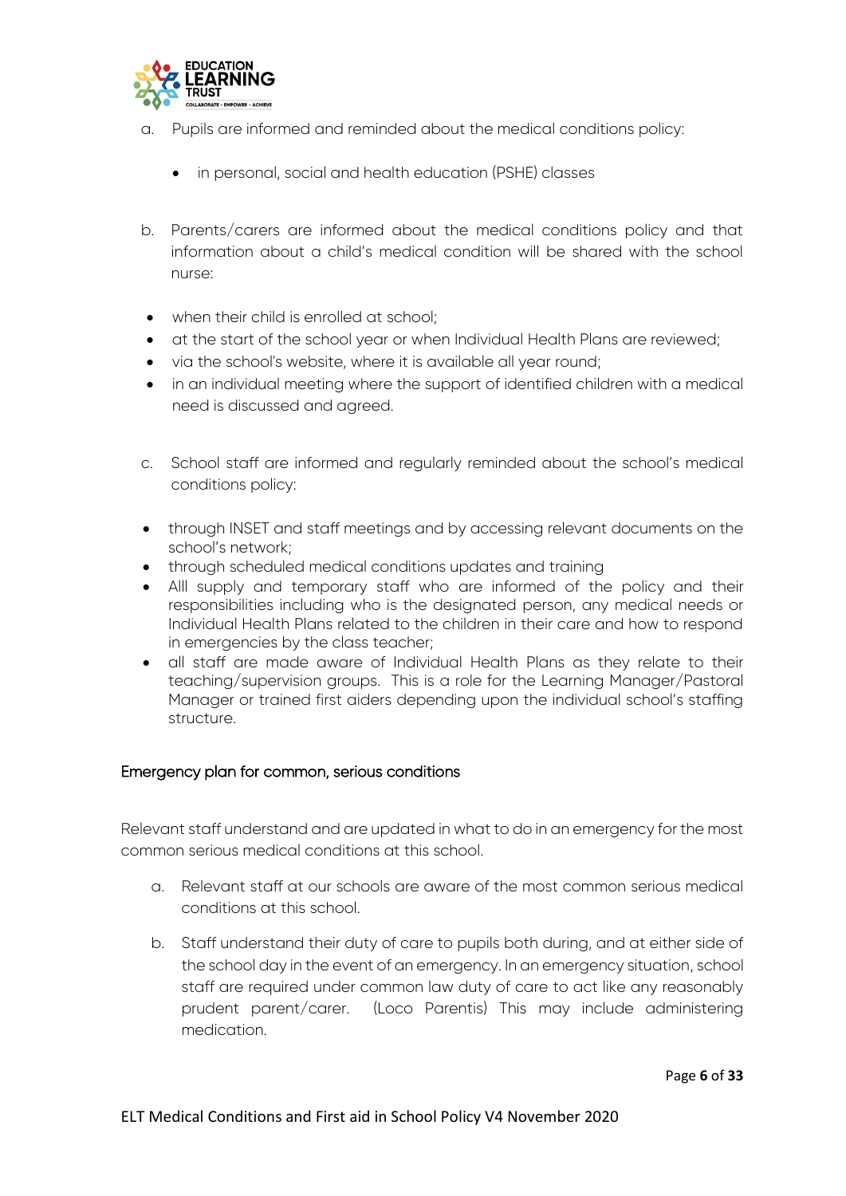a. Pupils are informed and reminded about the medical conditions policy:

    - in personal, social and health education (PSHE) classes

b. Parents/carers are informed about the medical conditions policy and that information about a child's medical condition will be shared with the school nurse:

- when their child is enrolled at school;
- at the start of the school year or when Individual Health Plans are reviewed;
- via the school's website, where it is available all year round;
- in an individual meeting where the support of identified children with a medical need is discussed and agreed.

c. School staff are informed and regularly reminded about the school's medical conditions policy:

- through INSET and staff meetings and by accessing relevant documents on the school's network;
- through scheduled medical conditions updates and training
- Alll supply and temporary staff who are informed of the policy and their responsibilities including who is the designated person, any medical needs or Individual Health Plans related to the children in their care and how to respond in emergencies by the class teacher;
- all staff are made aware of Individual Health Plans as they relate to their teaching/supervision groups. This is a role for the Learning Manager/Pastoral Manager or trained first aiders depending upon the individual school's staffing structure.

### Emergency plan for common, serious conditions

Relevant staff understand and are updated in what to do in an emergency for the most common serious medical conditions at this school.

a. Relevant staff at our schools are aware of the most common serious medical conditions at this school.

b. Staff understand their duty of care to pupils both during, and at either side of the school day in the event of an emergency. In an emergency situation, school staff are required under common law duty of care to act like any reasonably prudent parent/carer. (Loco Parentis) This may include administering medication.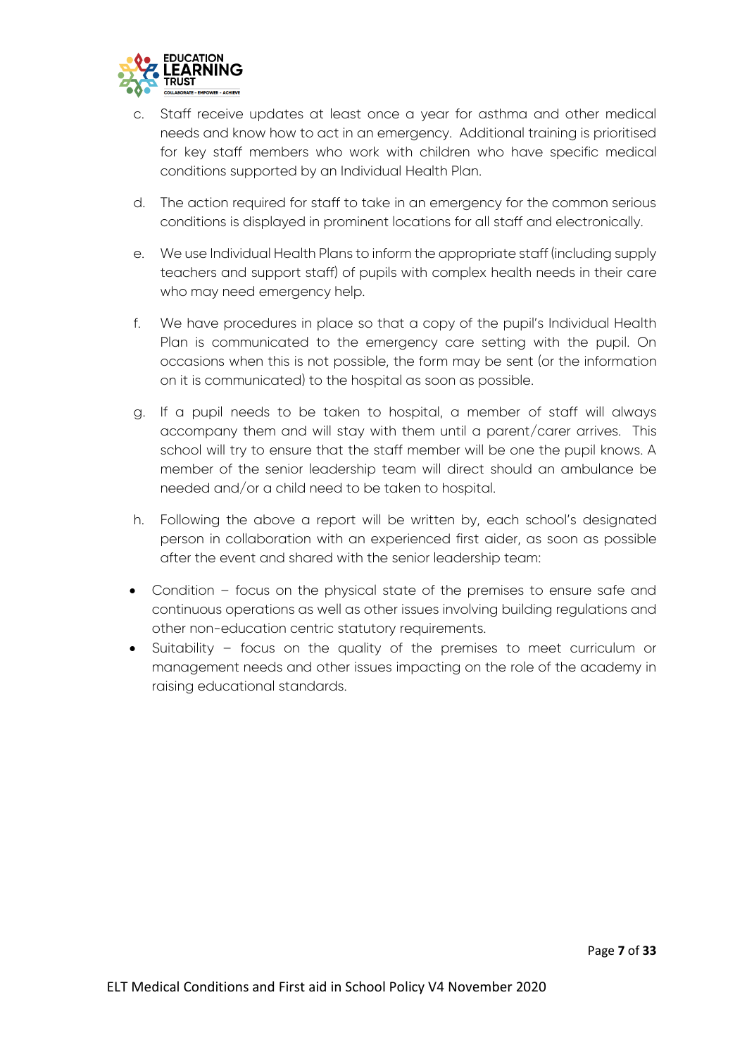c. Staff receive updates at least once a year for asthma and other medical needs and know how to act in an emergency. Additional training is prioritised for key staff members who work with children who have specific medical conditions supported by an Individual Health Plan.

d. The action required for staff to take in an emergency for the common serious conditions is displayed in prominent locations for all staff and electronically.

e. We use Individual Health Plans to inform the appropriate staff (including supply teachers and support staff) of pupils with complex health needs in their care who may need emergency help.

f. We have procedures in place so that a copy of the pupil's Individual Health Plan is communicated to the emergency care setting with the pupil. On occasions when this is not possible, the form may be sent (or the information on it is communicated) to the hospital as soon as possible.

g. If a pupil needs to be taken to hospital, a member of staff will always accompany them and will stay with them until a parent/carer arrives. This school will try to ensure that the staff member will be one the pupil knows. A member of the senior leadership team will direct should an ambulance be needed and/or a child need to be taken to hospital.

h. Following the above a report will be written by, each school's designated person in collaboration with an experienced first aider, as soon as possible after the event and shared with the senior leadership team:

- Condition – focus on the physical state of the premises to ensure safe and continuous operations as well as other issues involving building regulations and other non-education centric statutory requirements.
- Suitability – focus on the quality of the premises to meet curriculum or management needs and other issues impacting on the role of the academy in raising educational standards.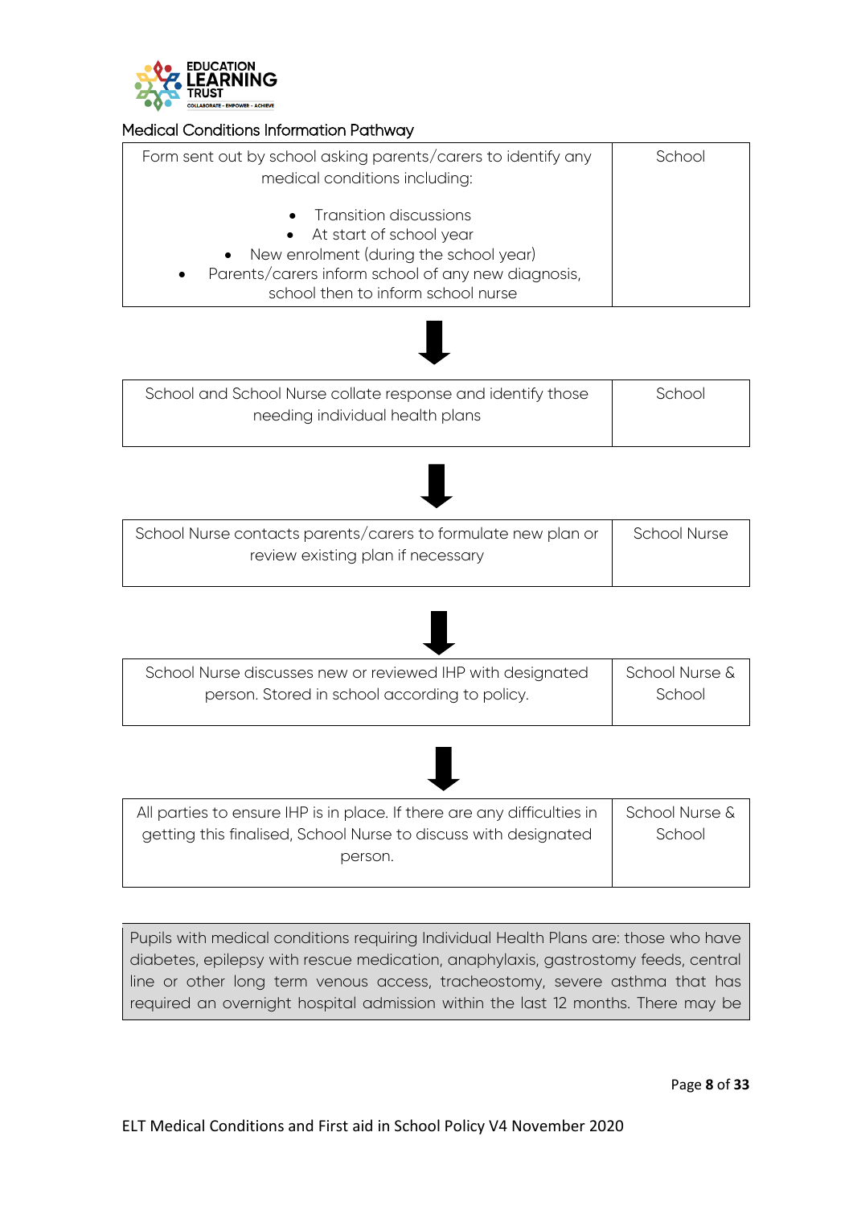## Medical Conditions Information Pathway

| | |
|---|---|
| Form sent out by school asking parents/carers to identify any medical conditions including:<br>• Transition discussions<br>• At start of school year<br>• New enrolment (during the school year)<br>• Parents/carers inform school of any new diagnosis, school then to inform school nurse | School |

⬇

| | |
|---|---|
| School and School Nurse collate response and identify those needing individual health plans | School |

⬇

| | |
|---|---|
| School Nurse contacts parents/carers to formulate new plan or review existing plan if necessary | School Nurse |

⬇

| | |
|---|---|
| School Nurse discusses new or reviewed IHP with designated person. Stored in school according to policy. | School Nurse & School |

⬇

| | |
|---|---|
| All parties to ensure IHP is in place. If there are any difficulties in getting this finalised, School Nurse to discuss with designated person. | School Nurse & School |

Pupils with medical conditions requiring Individual Health Plans are: those who have diabetes, epilepsy with rescue medication, anaphylaxis, gastrostomy feeds, central line or other long term venous access, tracheostomy, severe asthma that has required an overnight hospital admission within the last 12 months. There may be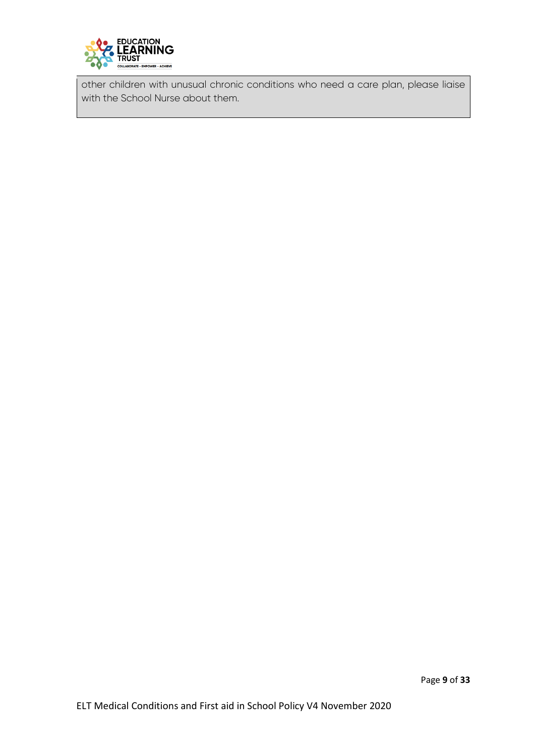other children with unusual chronic conditions who need a care plan, please liaise with the School Nurse about them.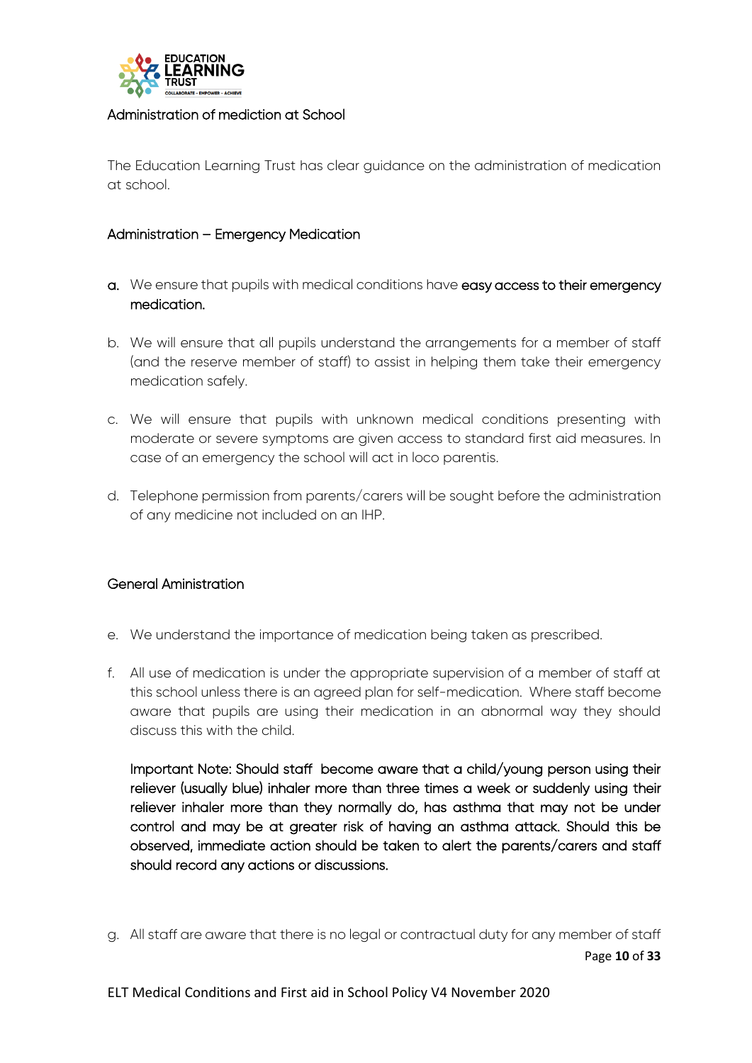## Administration of mediction at School

The Education Learning Trust has clear guidance on the administration of medication at school.

### Administration – Emergency Medication

a. We ensure that pupils with medical conditions have **easy access to their emergency medication.**

b. We will ensure that all pupils understand the arrangements for a member of staff (and the reserve member of staff) to assist in helping them take their emergency medication safely.

c. We will ensure that pupils with unknown medical conditions presenting with moderate or severe symptoms are given access to standard first aid measures. In case of an emergency the school will act in loco parentis.

d. Telephone permission from parents/carers will be sought before the administration of any medicine not included on an IHP.

### General Aministration

e. We understand the importance of medication being taken as prescribed.

f. All use of medication is under the appropriate supervision of a member of staff at this school unless there is an agreed plan for self-medication. Where staff become aware that pupils are using their medication in an abnormal way they should discuss this with the child.

   **Important Note: Should staff become aware that a child/young person using their reliever (usually blue) inhaler more than three times a week or suddenly using their reliever inhaler more than they normally do, has asthma that may not be under control and may be at greater risk of having an asthma attack. Should this be observed, immediate action should be taken to alert the parents/carers and staff should record any actions or discussions.**

g. All staff are aware that there is no legal or contractual duty for any member of staff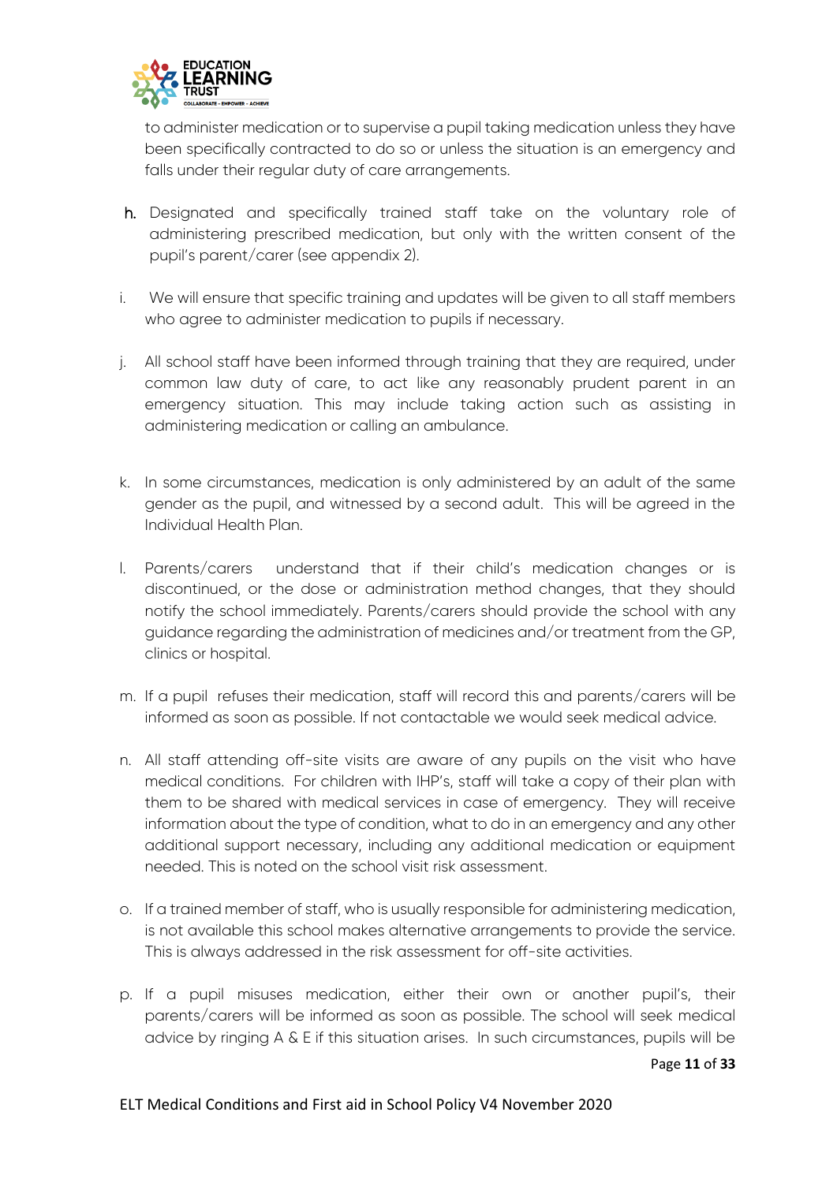to administer medication or to supervise a pupil taking medication unless they have been specifically contracted to do so or unless the situation is an emergency and falls under their regular duty of care arrangements.

h. Designated and specifically trained staff take on the voluntary role of administering prescribed medication, but only with the written consent of the pupil's parent/carer (see appendix 2).

i. We will ensure that specific training and updates will be given to all staff members who agree to administer medication to pupils if necessary.

j. All school staff have been informed through training that they are required, under common law duty of care, to act like any reasonably prudent parent in an emergency situation. This may include taking action such as assisting in administering medication or calling an ambulance.

k. In some circumstances, medication is only administered by an adult of the same gender as the pupil, and witnessed by a second adult. This will be agreed in the Individual Health Plan.

l. Parents/carers understand that if their child's medication changes or is discontinued, or the dose or administration method changes, that they should notify the school immediately. Parents/carers should provide the school with any guidance regarding the administration of medicines and/or treatment from the GP, clinics or hospital.

m. If a pupil refuses their medication, staff will record this and parents/carers will be informed as soon as possible. If not contactable we would seek medical advice.

n. All staff attending off-site visits are aware of any pupils on the visit who have medical conditions. For children with IHP's, staff will take a copy of their plan with them to be shared with medical services in case of emergency. They will receive information about the type of condition, what to do in an emergency and any other additional support necessary, including any additional medication or equipment needed. This is noted on the school visit risk assessment.

o. If a trained member of staff, who is usually responsible for administering medication, is not available this school makes alternative arrangements to provide the service. This is always addressed in the risk assessment for off-site activities.

p. If a pupil misuses medication, either their own or another pupil's, their parents/carers will be informed as soon as possible. The school will seek medical advice by ringing A & E if this situation arises. In such circumstances, pupils will be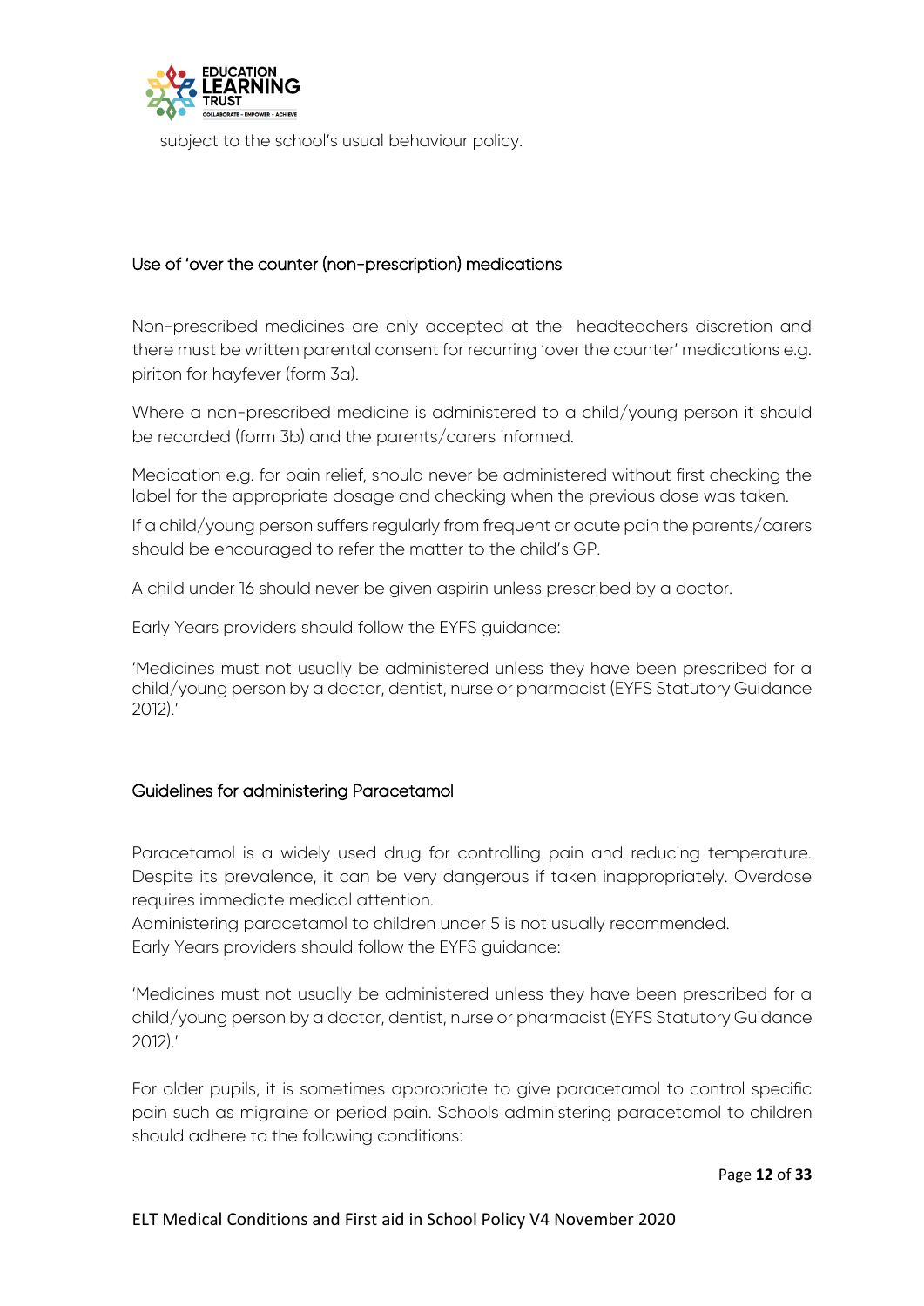subject to the school's usual behaviour policy.

## Use of 'over the counter (non-prescription) medications

Non-prescribed medicines are only accepted at the headteachers discretion and there must be written parental consent for recurring 'over the counter' medications e.g. piriton for hayfever (form 3a).

Where a non-prescribed medicine is administered to a child/young person it should be recorded (form 3b) and the parents/carers informed.

Medication e.g. for pain relief, should never be administered without first checking the label for the appropriate dosage and checking when the previous dose was taken.

If a child/young person suffers regularly from frequent or acute pain the parents/carers should be encouraged to refer the matter to the child's GP.

A child under 16 should never be given aspirin unless prescribed by a doctor.

Early Years providers should follow the EYFS guidance:

'Medicines must not usually be administered unless they have been prescribed for a child/young person by a doctor, dentist, nurse or pharmacist (EYFS Statutory Guidance 2012).'

## Guidelines for administering Paracetamol

Paracetamol is a widely used drug for controlling pain and reducing temperature. Despite its prevalence, it can be very dangerous if taken inappropriately. Overdose requires immediate medical attention.
Administering paracetamol to children under 5 is not usually recommended.
Early Years providers should follow the EYFS guidance:

'Medicines must not usually be administered unless they have been prescribed for a child/young person by a doctor, dentist, nurse or pharmacist (EYFS Statutory Guidance 2012).'

For older pupils, it is sometimes appropriate to give paracetamol to control specific pain such as migraine or period pain. Schools administering paracetamol to children should adhere to the following conditions: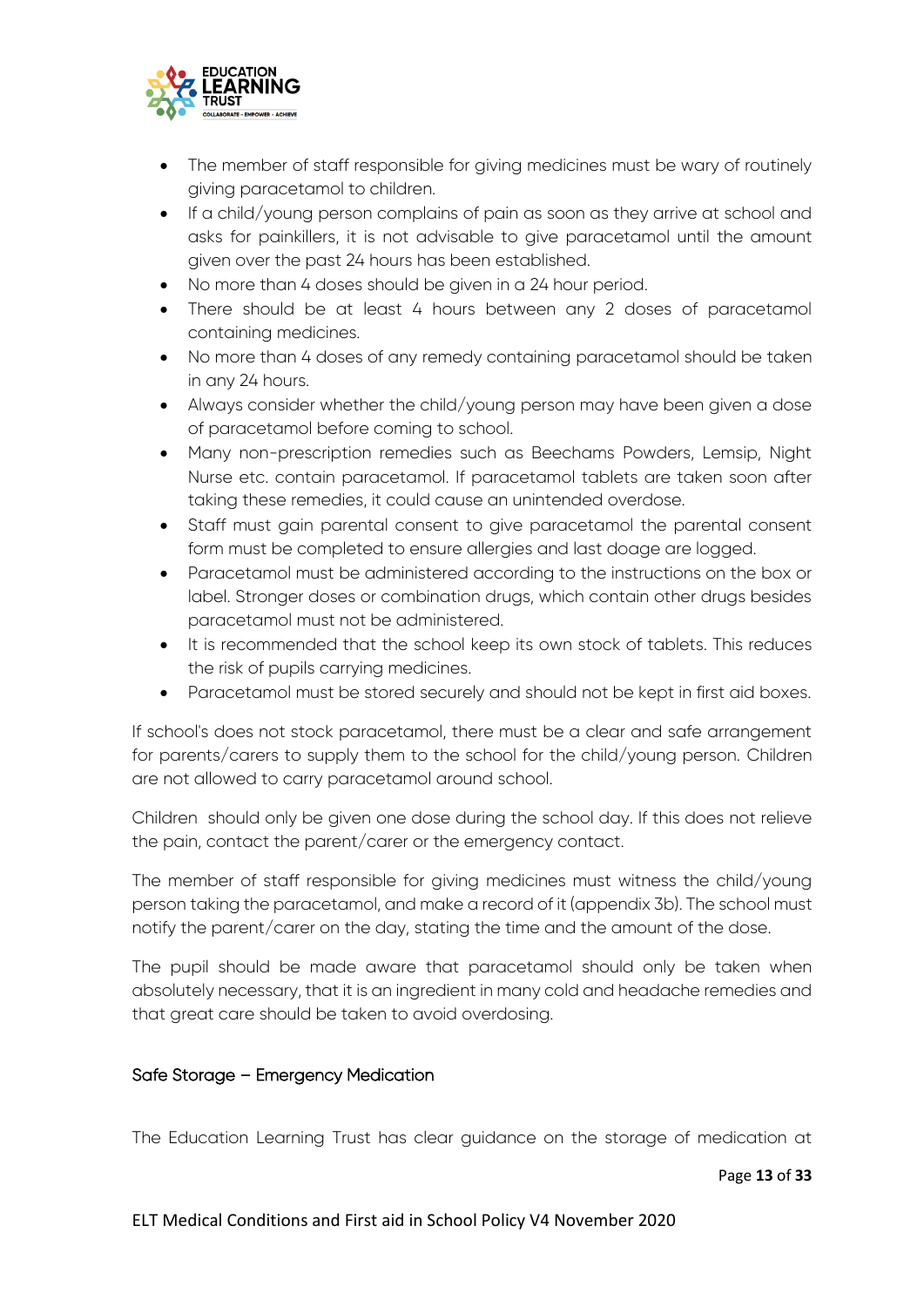- The member of staff responsible for giving medicines must be wary of routinely giving paracetamol to children.
- If a child/young person complains of pain as soon as they arrive at school and asks for painkillers, it is not advisable to give paracetamol until the amount given over the past 24 hours has been established.
- No more than 4 doses should be given in a 24 hour period.
- There should be at least 4 hours between any 2 doses of paracetamol containing medicines.
- No more than 4 doses of any remedy containing paracetamol should be taken in any 24 hours.
- Always consider whether the child/young person may have been given a dose of paracetamol before coming to school.
- Many non-prescription remedies such as Beechams Powders, Lemsip, Night Nurse etc. contain paracetamol. If paracetamol tablets are taken soon after taking these remedies, it could cause an unintended overdose.
- Staff must gain parental consent to give paracetamol the parental consent form must be completed to ensure allergies and last doage are logged.
- Paracetamol must be administered according to the instructions on the box or label. Stronger doses or combination drugs, which contain other drugs besides paracetamol must not be administered.
- It is recommended that the school keep its own stock of tablets. This reduces the risk of pupils carrying medicines.
- Paracetamol must be stored securely and should not be kept in first aid boxes.

If school's does not stock paracetamol, there must be a clear and safe arrangement for parents/carers to supply them to the school for the child/young person. Children are not allowed to carry paracetamol around school.

Children should only be given one dose during the school day. If this does not relieve the pain, contact the parent/carer or the emergency contact.

The member of staff responsible for giving medicines must witness the child/young person taking the paracetamol, and make a record of it (appendix 3b). The school must notify the parent/carer on the day, stating the time and the amount of the dose.

The pupil should be made aware that paracetamol should only be taken when absolutely necessary, that it is an ingredient in many cold and headache remedies and that great care should be taken to avoid overdosing.

## Safe Storage – Emergency Medication

The Education Learning Trust has clear guidance on the storage of medication at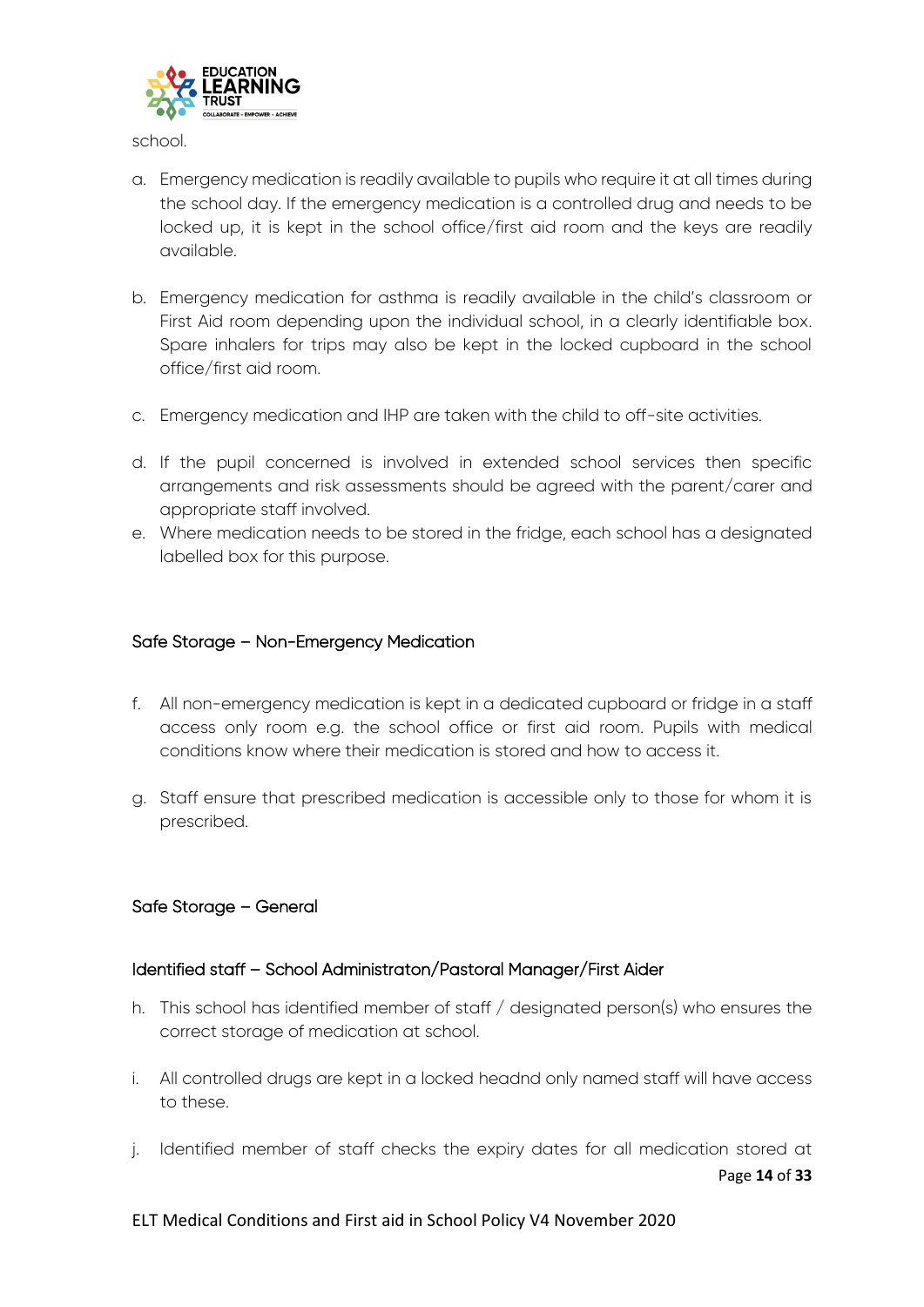school.

a. Emergency medication is readily available to pupils who require it at all times during the school day. If the emergency medication is a controlled drug and needs to be locked up, it is kept in the school office/first aid room and the keys are readily available.

b. Emergency medication for asthma is readily available in the child's classroom or First Aid room depending upon the individual school, in a clearly identifiable box. Spare inhalers for trips may also be kept in the locked cupboard in the school office/first aid room.

c. Emergency medication and IHP are taken with the child to off-site activities.

d. If the pupil concerned is involved in extended school services then specific arrangements and risk assessments should be agreed with the parent/carer and appropriate staff involved.

e. Where medication needs to be stored in the fridge, each school has a designated labelled box for this purpose.

### Safe Storage – Non-Emergency Medication

f. All non-emergency medication is kept in a dedicated cupboard or fridge in a staff access only room e.g. the school office or first aid room. Pupils with medical conditions know where their medication is stored and how to access it.

g. Staff ensure that prescribed medication is accessible only to those for whom it is prescribed.

### Safe Storage – General

#### Identified staff – School Administraton/Pastoral Manager/First Aider

h. This school has identified member of staff / designated person(s) who ensures the correct storage of medication at school.

i. All controlled drugs are kept in a locked headnd only named staff will have access to these.

j. Identified member of staff checks the expiry dates for all medication stored at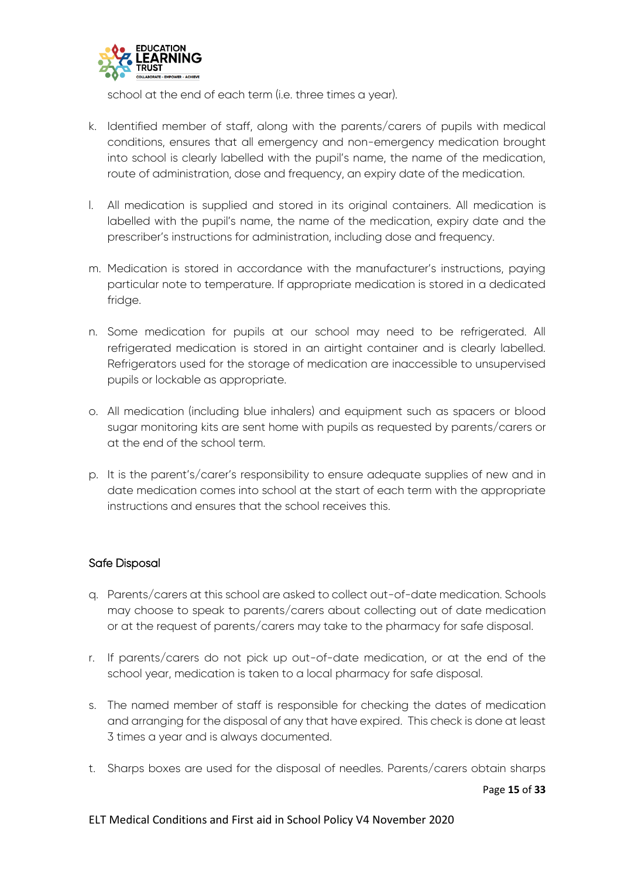school at the end of each term (i.e. three times a year).

k. Identified member of staff, along with the parents/carers of pupils with medical conditions, ensures that all emergency and non-emergency medication brought into school is clearly labelled with the pupil's name, the name of the medication, route of administration, dose and frequency, an expiry date of the medication.

l. All medication is supplied and stored in its original containers. All medication is labelled with the pupil's name, the name of the medication, expiry date and the prescriber's instructions for administration, including dose and frequency.

m. Medication is stored in accordance with the manufacturer's instructions, paying particular note to temperature. If appropriate medication is stored in a dedicated fridge.

n. Some medication for pupils at our school may need to be refrigerated. All refrigerated medication is stored in an airtight container and is clearly labelled. Refrigerators used for the storage of medication are inaccessible to unsupervised pupils or lockable as appropriate.

o. All medication (including blue inhalers) and equipment such as spacers or blood sugar monitoring kits are sent home with pupils as requested by parents/carers or at the end of the school term.

p. It is the parent's/carer's responsibility to ensure adequate supplies of new and in date medication comes into school at the start of each term with the appropriate instructions and ensures that the school receives this.

### Safe Disposal

q. Parents/carers at this school are asked to collect out-of-date medication. Schools may choose to speak to parents/carers about collecting out of date medication or at the request of parents/carers may take to the pharmacy for safe disposal.

r. If parents/carers do not pick up out-of-date medication, or at the end of the school year, medication is taken to a local pharmacy for safe disposal.

s. The named member of staff is responsible for checking the dates of medication and arranging for the disposal of any that have expired. This check is done at least 3 times a year and is always documented.

t. Sharps boxes are used for the disposal of needles. Parents/carers obtain sharps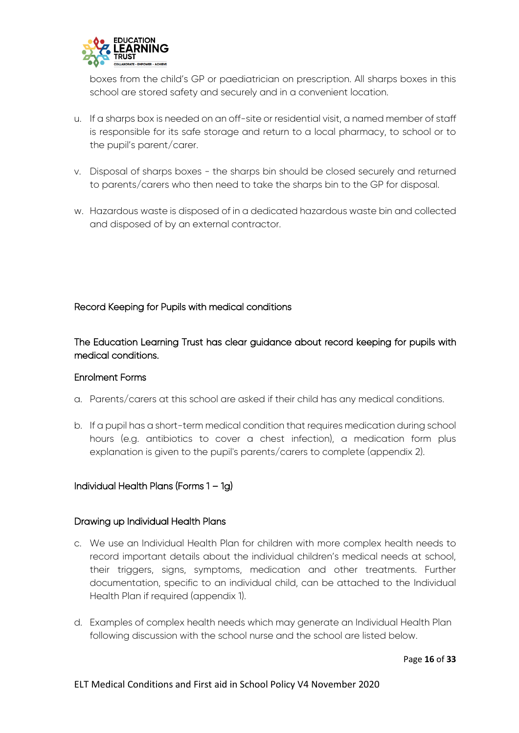boxes from the child's GP or paediatrician on prescription. All sharps boxes in this school are stored safety and securely and in a convenient location.

u. If a sharps box is needed on an off-site or residential visit, a named member of staff is responsible for its safe storage and return to a local pharmacy, to school or to the pupil's parent/carer.

v. Disposal of sharps boxes - the sharps bin should be closed securely and returned to parents/carers who then need to take the sharps bin to the GP for disposal.

w. Hazardous waste is disposed of in a dedicated hazardous waste bin and collected and disposed of by an external contractor.

## Record Keeping for Pupils with medical conditions

The Education Learning Trust has clear guidance about record keeping for pupils with medical conditions.

### Enrolment Forms

a. Parents/carers at this school are asked if their child has any medical conditions.

b. If a pupil has a short-term medical condition that requires medication during school hours (e.g. antibiotics to cover a chest infection), a medication form plus explanation is given to the pupil's parents/carers to complete (appendix 2).

### Individual Health Plans (Forms 1 – 1g)

### Drawing up Individual Health Plans

c. We use an Individual Health Plan for children with more complex health needs to record important details about the individual children's medical needs at school, their triggers, signs, symptoms, medication and other treatments. Further documentation, specific to an individual child, can be attached to the Individual Health Plan if required (appendix 1).

d. Examples of complex health needs which may generate an Individual Health Plan following discussion with the school nurse and the school are listed below.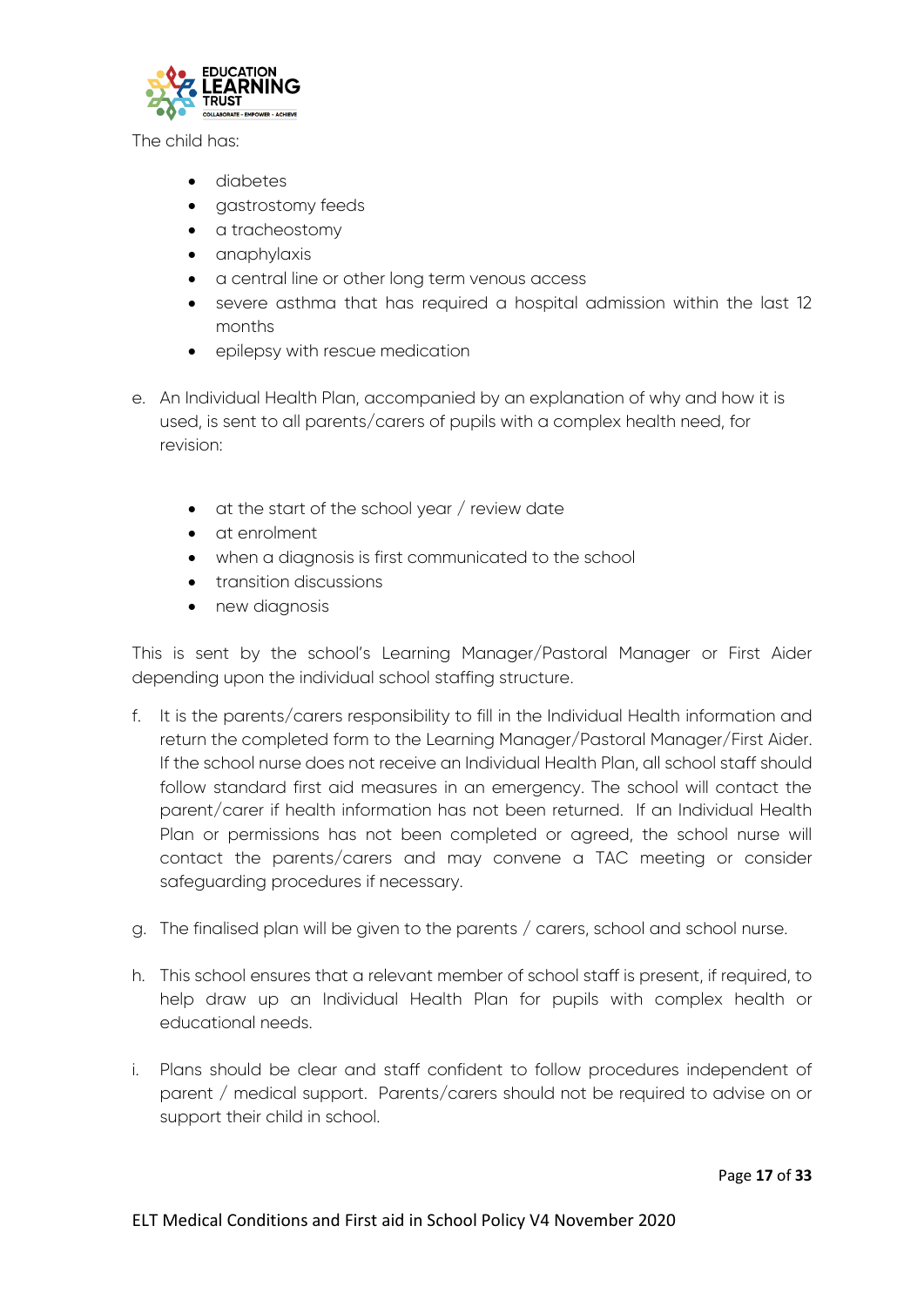The child has:

- diabetes
- gastrostomy feeds
- a tracheostomy
- anaphylaxis
- a central line or other long term venous access
- severe asthma that has required a hospital admission within the last 12 months
- epilepsy with rescue medication

e. An Individual Health Plan, accompanied by an explanation of why and how it is used, is sent to all parents/carers of pupils with a complex health need, for revision:

- at the start of the school year / review date
- at enrolment
- when a diagnosis is first communicated to the school
- transition discussions
- new diagnosis

This is sent by the school's Learning Manager/Pastoral Manager or First Aider depending upon the individual school staffing structure.

f. It is the parents/carers responsibility to fill in the Individual Health information and return the completed form to the Learning Manager/Pastoral Manager/First Aider. If the school nurse does not receive an Individual Health Plan, all school staff should follow standard first aid measures in an emergency. The school will contact the parent/carer if health information has not been returned. If an Individual Health Plan or permissions has not been completed or agreed, the school nurse will contact the parents/carers and may convene a TAC meeting or consider safeguarding procedures if necessary.

g. The finalised plan will be given to the parents / carers, school and school nurse.

h. This school ensures that a relevant member of school staff is present, if required, to help draw up an Individual Health Plan for pupils with complex health or educational needs.

i. Plans should be clear and staff confident to follow procedures independent of parent / medical support. Parents/carers should not be required to advise on or support their child in school.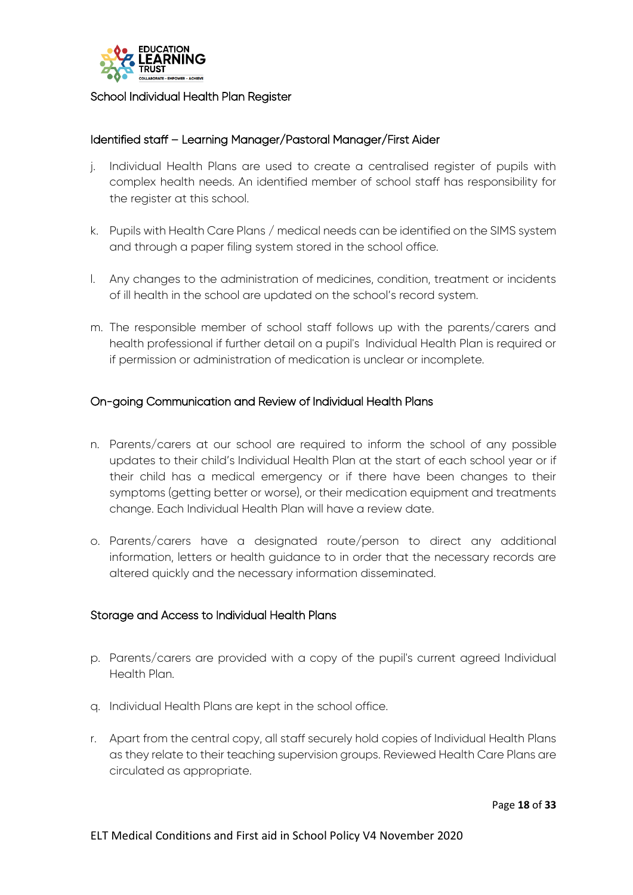School Individual Health Plan Register

### Identified staff – Learning Manager/Pastoral Manager/First Aider

j. Individual Health Plans are used to create a centralised register of pupils with complex health needs. An identified member of school staff has responsibility for the register at this school.

k. Pupils with Health Care Plans / medical needs can be identified on the SIMS system and through a paper filing system stored in the school office.

l. Any changes to the administration of medicines, condition, treatment or incidents of ill health in the school are updated on the school's record system.

m. The responsible member of school staff follows up with the parents/carers and health professional if further detail on a pupil's Individual Health Plan is required or if permission or administration of medication is unclear or incomplete.

### On-going Communication and Review of Individual Health Plans

n. Parents/carers at our school are required to inform the school of any possible updates to their child's Individual Health Plan at the start of each school year or if their child has a medical emergency or if there have been changes to their symptoms (getting better or worse), or their medication equipment and treatments change. Each Individual Health Plan will have a review date.

o. Parents/carers have a designated route/person to direct any additional information, letters or health guidance to in order that the necessary records are altered quickly and the necessary information disseminated.

### Storage and Access to Individual Health Plans

p. Parents/carers are provided with a copy of the pupil's current agreed Individual Health Plan.

q. Individual Health Plans are kept in the school office.

r. Apart from the central copy, all staff securely hold copies of Individual Health Plans as they relate to their teaching supervision groups. Reviewed Health Care Plans are circulated as appropriate.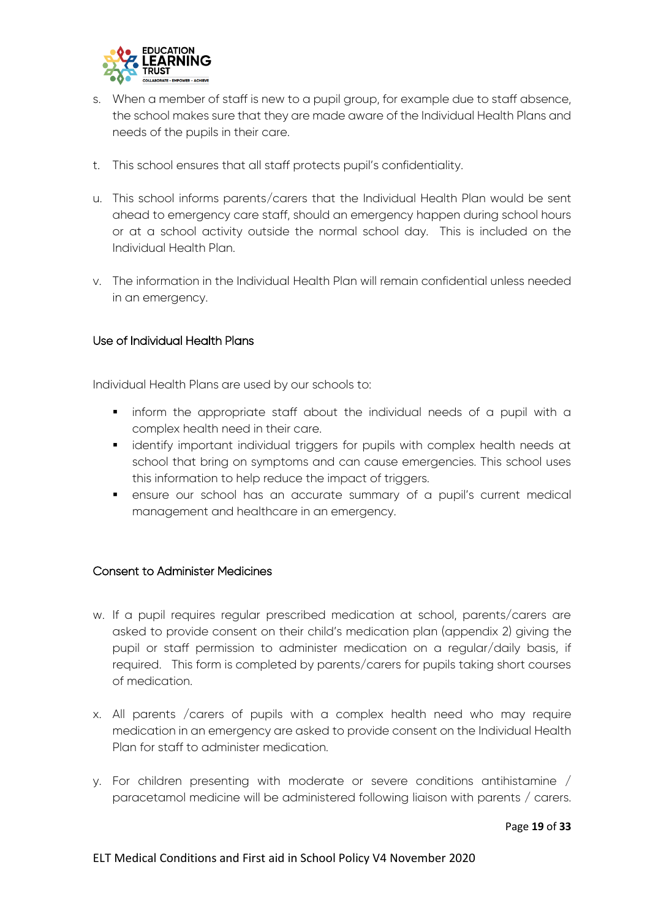s. When a member of staff is new to a pupil group, for example due to staff absence, the school makes sure that they are made aware of the Individual Health Plans and needs of the pupils in their care.

t. This school ensures that all staff protects pupil's confidentiality.

u. This school informs parents/carers that the Individual Health Plan would be sent ahead to emergency care staff, should an emergency happen during school hours or at a school activity outside the normal school day. This is included on the Individual Health Plan.

v. The information in the Individual Health Plan will remain confidential unless needed in an emergency.

### Use of Individual Health Plans

Individual Health Plans are used by our schools to:

- inform the appropriate staff about the individual needs of a pupil with a complex health need in their care.
- identify important individual triggers for pupils with complex health needs at school that bring on symptoms and can cause emergencies. This school uses this information to help reduce the impact of triggers.
- ensure our school has an accurate summary of a pupil's current medical management and healthcare in an emergency.

### Consent to Administer Medicines

w. If a pupil requires regular prescribed medication at school, parents/carers are asked to provide consent on their child's medication plan (appendix 2) giving the pupil or staff permission to administer medication on a regular/daily basis, if required. This form is completed by parents/carers for pupils taking short courses of medication.

x. All parents /carers of pupils with a complex health need who may require medication in an emergency are asked to provide consent on the Individual Health Plan for staff to administer medication.

y. For children presenting with moderate or severe conditions antihistamine / paracetamol medicine will be administered following liaison with parents / carers.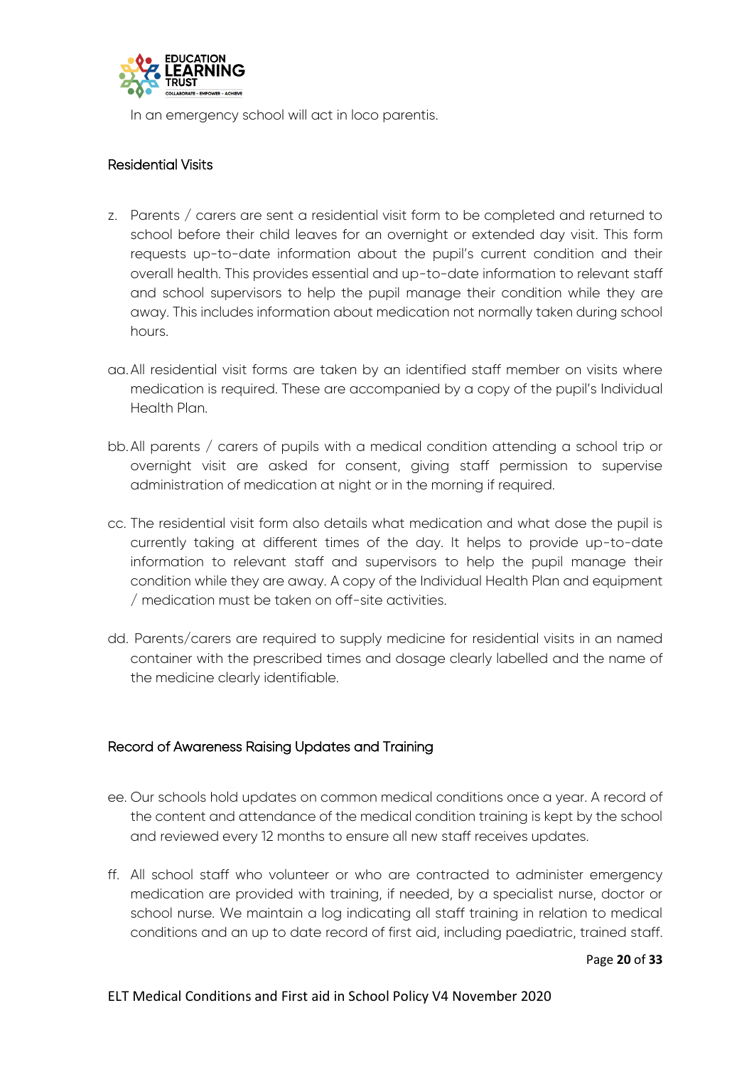In an emergency school will act in loco parentis.

### Residential Visits

z. Parents / carers are sent a residential visit form to be completed and returned to school before their child leaves for an overnight or extended day visit. This form requests up-to-date information about the pupil's current condition and their overall health. This provides essential and up-to-date information to relevant staff and school supervisors to help the pupil manage their condition while they are away. This includes information about medication not normally taken during school hours.

aa. All residential visit forms are taken by an identified staff member on visits where medication is required. These are accompanied by a copy of the pupil's Individual Health Plan.

bb. All parents / carers of pupils with a medical condition attending a school trip or overnight visit are asked for consent, giving staff permission to supervise administration of medication at night or in the morning if required.

cc. The residential visit form also details what medication and what dose the pupil is currently taking at different times of the day. It helps to provide up-to-date information to relevant staff and supervisors to help the pupil manage their condition while they are away. A copy of the Individual Health Plan and equipment / medication must be taken on off-site activities.

dd. Parents/carers are required to supply medicine for residential visits in an named container with the prescribed times and dosage clearly labelled and the name of the medicine clearly identifiable.

### Record of Awareness Raising Updates and Training

ee. Our schools hold updates on common medical conditions once a year. A record of the content and attendance of the medical condition training is kept by the school and reviewed every 12 months to ensure all new staff receives updates.

ff. All school staff who volunteer or who are contracted to administer emergency medication are provided with training, if needed, by a specialist nurse, doctor or school nurse. We maintain a log indicating all staff training in relation to medical conditions and an up to date record of first aid, including paediatric, trained staff.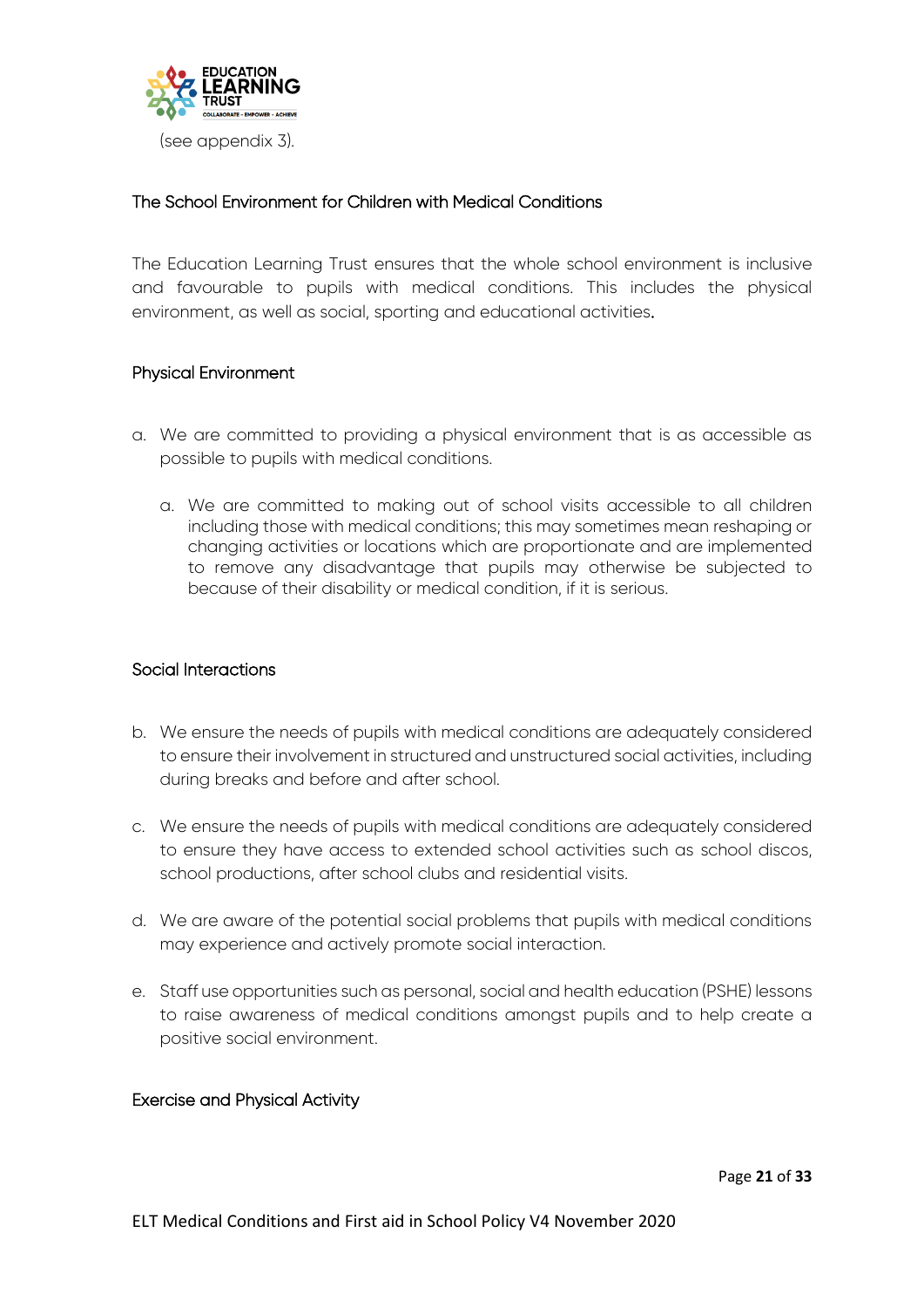(see appendix 3).

### The School Environment for Children with Medical Conditions

The Education Learning Trust ensures that the whole school environment is inclusive and favourable to pupils with medical conditions. This includes the physical environment, as well as social, sporting and educational activities.

### Physical Environment

a. We are committed to providing a physical environment that is as accessible as possible to pupils with medical conditions.

    a. We are committed to making out of school visits accessible to all children including those with medical conditions; this may sometimes mean reshaping or changing activities or locations which are proportionate and are implemented to remove any disadvantage that pupils may otherwise be subjected to because of their disability or medical condition, if it is serious.

### Social Interactions

b. We ensure the needs of pupils with medical conditions are adequately considered to ensure their involvement in structured and unstructured social activities, including during breaks and before and after school.

c. We ensure the needs of pupils with medical conditions are adequately considered to ensure they have access to extended school activities such as school discos, school productions, after school clubs and residential visits.

d. We are aware of the potential social problems that pupils with medical conditions may experience and actively promote social interaction.

e. Staff use opportunities such as personal, social and health education (PSHE) lessons to raise awareness of medical conditions amongst pupils and to help create a positive social environment.

### Exercise and Physical Activity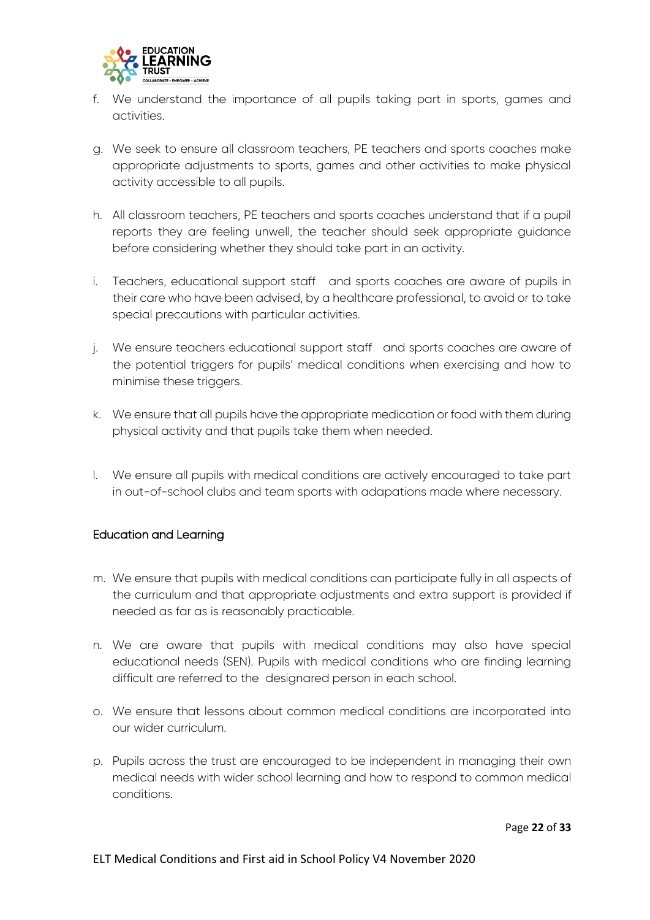f. We understand the importance of all pupils taking part in sports, games and activities.

g. We seek to ensure all classroom teachers, PE teachers and sports coaches make appropriate adjustments to sports, games and other activities to make physical activity accessible to all pupils.

h. All classroom teachers, PE teachers and sports coaches understand that if a pupil reports they are feeling unwell, the teacher should seek appropriate guidance before considering whether they should take part in an activity.

i. Teachers, educational support staff and sports coaches are aware of pupils in their care who have been advised, by a healthcare professional, to avoid or to take special precautions with particular activities.

j. We ensure teachers educational support staff and sports coaches are aware of the potential triggers for pupils' medical conditions when exercising and how to minimise these triggers.

k. We ensure that all pupils have the appropriate medication or food with them during physical activity and that pupils take them when needed.

l. We ensure all pupils with medical conditions are actively encouraged to take part in out-of-school clubs and team sports with adapations made where necessary.

### Education and Learning

m. We ensure that pupils with medical conditions can participate fully in all aspects of the curriculum and that appropriate adjustments and extra support is provided if needed as far as is reasonably practicable.

n. We are aware that pupils with medical conditions may also have special educational needs (SEN). Pupils with medical conditions who are finding learning difficult are referred to the designared person in each school.

o. We ensure that lessons about common medical conditions are incorporated into our wider curriculum.

p. Pupils across the trust are encouraged to be independent in managing their own medical needs with wider school learning and how to respond to common medical conditions.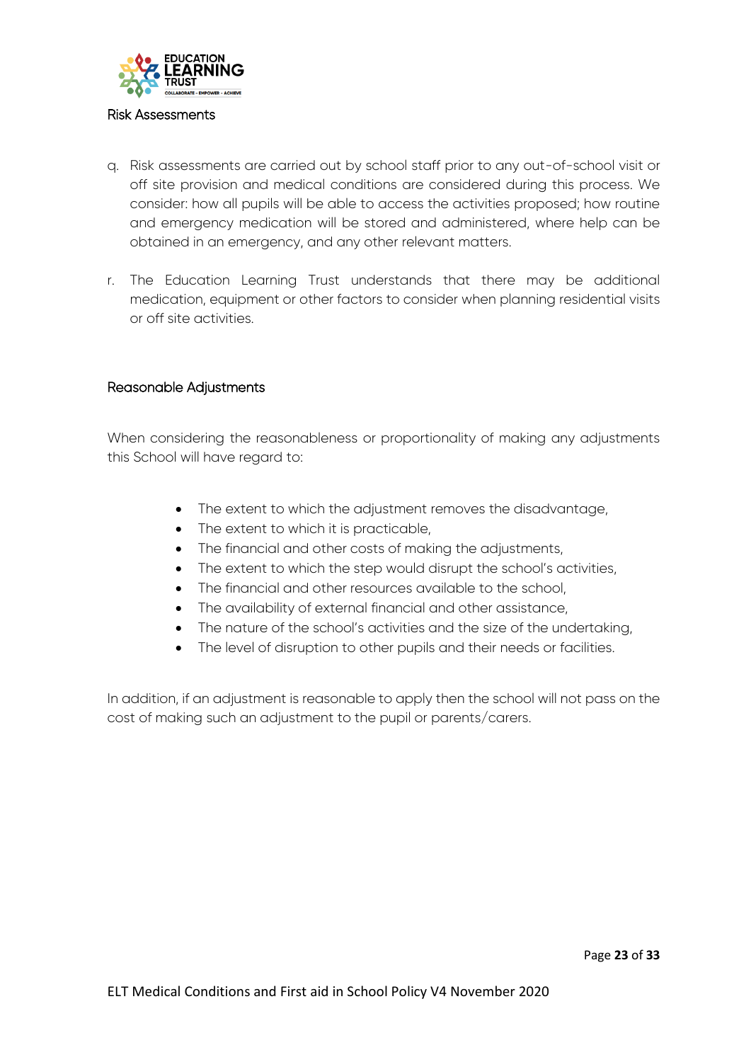## Risk Assessments

q. Risk assessments are carried out by school staff prior to any out-of-school visit or off site provision and medical conditions are considered during this process. We consider: how all pupils will be able to access the activities proposed; how routine and emergency medication will be stored and administered, where help can be obtained in an emergency, and any other relevant matters.

r. The Education Learning Trust understands that there may be additional medication, equipment or other factors to consider when planning residential visits or off site activities.

## Reasonable Adjustments

When considering the reasonableness or proportionality of making any adjustments this School will have regard to:

- The extent to which the adjustment removes the disadvantage,
- The extent to which it is practicable,
- The financial and other costs of making the adjustments,
- The extent to which the step would disrupt the school's activities,
- The financial and other resources available to the school,
- The availability of external financial and other assistance,
- The nature of the school's activities and the size of the undertaking,
- The level of disruption to other pupils and their needs or facilities.

In addition, if an adjustment is reasonable to apply then the school will not pass on the cost of making such an adjustment to the pupil or parents/carers.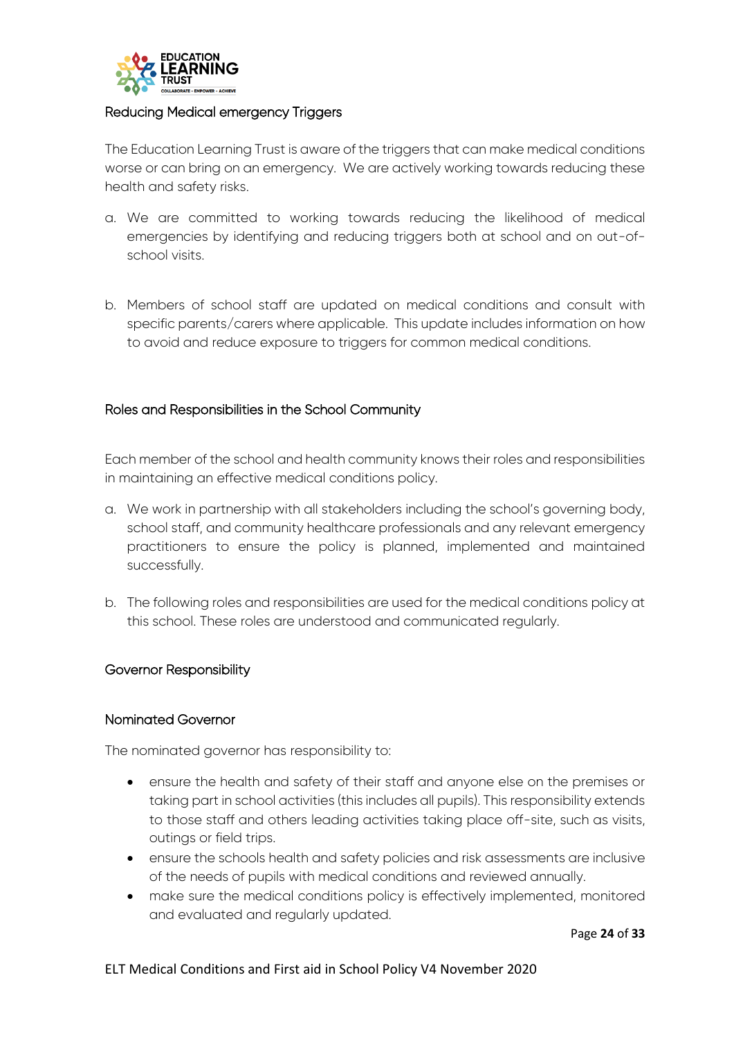## Reducing Medical emergency Triggers

The Education Learning Trust is aware of the triggers that can make medical conditions worse or can bring on an emergency. We are actively working towards reducing these health and safety risks.

a. We are committed to working towards reducing the likelihood of medical emergencies by identifying and reducing triggers both at school and on out-of-school visits.

b. Members of school staff are updated on medical conditions and consult with specific parents/carers where applicable. This update includes information on how to avoid and reduce exposure to triggers for common medical conditions.

## Roles and Responsibilities in the School Community

Each member of the school and health community knows their roles and responsibilities in maintaining an effective medical conditions policy.

a. We work in partnership with all stakeholders including the school's governing body, school staff, and community healthcare professionals and any relevant emergency practitioners to ensure the policy is planned, implemented and maintained successfully.

b. The following roles and responsibilities are used for the medical conditions policy at this school. These roles are understood and communicated regularly.

## Governor Responsibility

### Nominated Governor

The nominated governor has responsibility to:

- ensure the health and safety of their staff and anyone else on the premises or taking part in school activities (this includes all pupils). This responsibility extends to those staff and others leading activities taking place off-site, such as visits, outings or field trips.
- ensure the schools health and safety policies and risk assessments are inclusive of the needs of pupils with medical conditions and reviewed annually.
- make sure the medical conditions policy is effectively implemented, monitored and evaluated and regularly updated.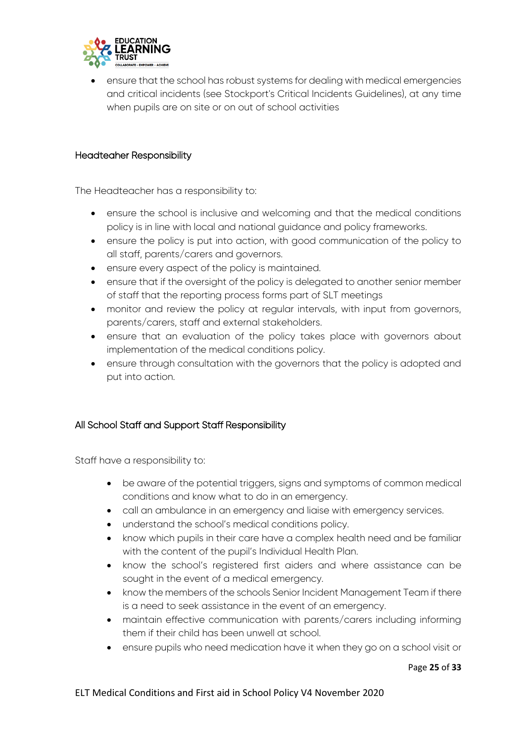- ensure that the school has robust systems for dealing with medical emergencies and critical incidents (see Stockport's Critical Incidents Guidelines), at any time when pupils are on site or on out of school activities

### Headteaher Responsibility

The Headteacher has a responsibility to:

- ensure the school is inclusive and welcoming and that the medical conditions policy is in line with local and national guidance and policy frameworks.
- ensure the policy is put into action, with good communication of the policy to all staff, parents/carers and governors.
- ensure every aspect of the policy is maintained.
- ensure that if the oversight of the policy is delegated to another senior member of staff that the reporting process forms part of SLT meetings
- monitor and review the policy at regular intervals, with input from governors, parents/carers, staff and external stakeholders.
- ensure that an evaluation of the policy takes place with governors about implementation of the medical conditions policy.
- ensure through consultation with the governors that the policy is adopted and put into action.

### All School Staff and Support Staff Responsibility

Staff have a responsibility to:

- be aware of the potential triggers, signs and symptoms of common medical conditions and know what to do in an emergency.
- call an ambulance in an emergency and liaise with emergency services.
- understand the school's medical conditions policy.
- know which pupils in their care have a complex health need and be familiar with the content of the pupil's Individual Health Plan.
- know the school's registered first aiders and where assistance can be sought in the event of a medical emergency.
- know the members of the schools Senior Incident Management Team if there is a need to seek assistance in the event of an emergency.
- maintain effective communication with parents/carers including informing them if their child has been unwell at school.
- ensure pupils who need medication have it when they go on a school visit or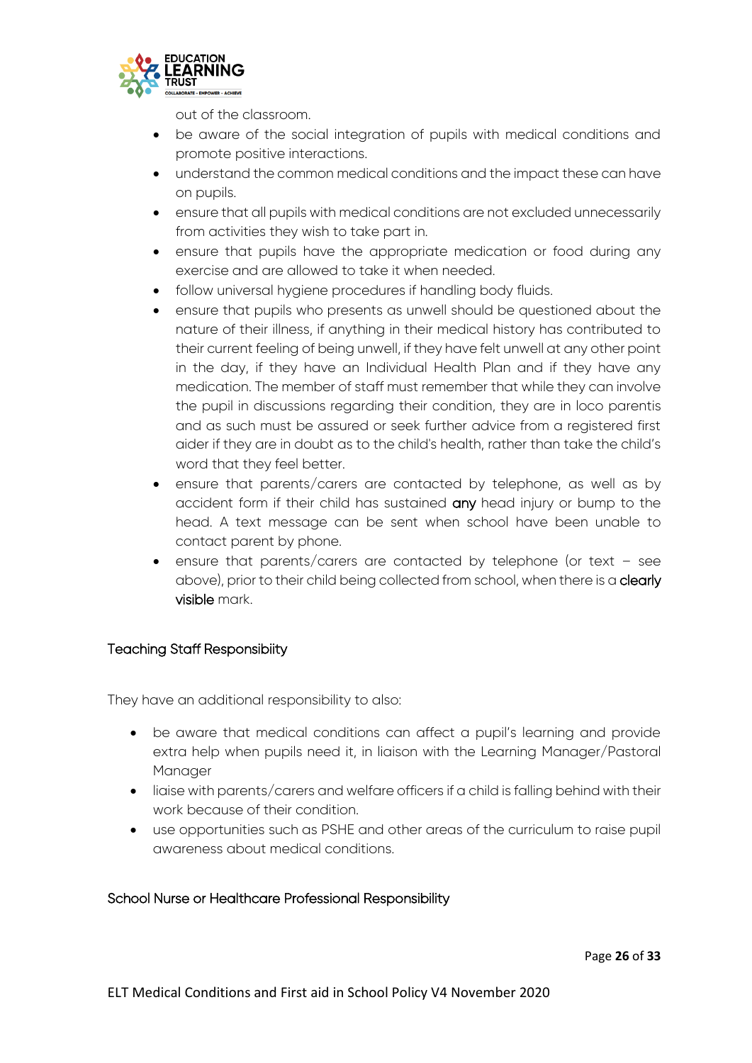out of the classroom.

- be aware of the social integration of pupils with medical conditions and promote positive interactions.
- understand the common medical conditions and the impact these can have on pupils.
- ensure that all pupils with medical conditions are not excluded unnecessarily from activities they wish to take part in.
- ensure that pupils have the appropriate medication or food during any exercise and are allowed to take it when needed.
- follow universal hygiene procedures if handling body fluids.
- ensure that pupils who presents as unwell should be questioned about the nature of their illness, if anything in their medical history has contributed to their current feeling of being unwell, if they have felt unwell at any other point in the day, if they have an Individual Health Plan and if they have any medication. The member of staff must remember that while they can involve the pupil in discussions regarding their condition, they are in loco parentis and as such must be assured or seek further advice from a registered first aider if they are in doubt as to the child's health, rather than take the child's word that they feel better.
- ensure that parents/carers are contacted by telephone, as well as by accident form if their child has sustained **any** head injury or bump to the head. A text message can be sent when school have been unable to contact parent by phone.
- ensure that parents/carers are contacted by telephone (or text – see above), prior to their child being collected from school, when there is a **clearly visible** mark.

### Teaching Staff Responsibiity

They have an additional responsibility to also:

- be aware that medical conditions can affect a pupil's learning and provide extra help when pupils need it, in liaison with the Learning Manager/Pastoral Manager
- liaise with parents/carers and welfare officers if a child is falling behind with their work because of their condition.
- use opportunities such as PSHE and other areas of the curriculum to raise pupil awareness about medical conditions.

### School Nurse or Healthcare Professional Responsibility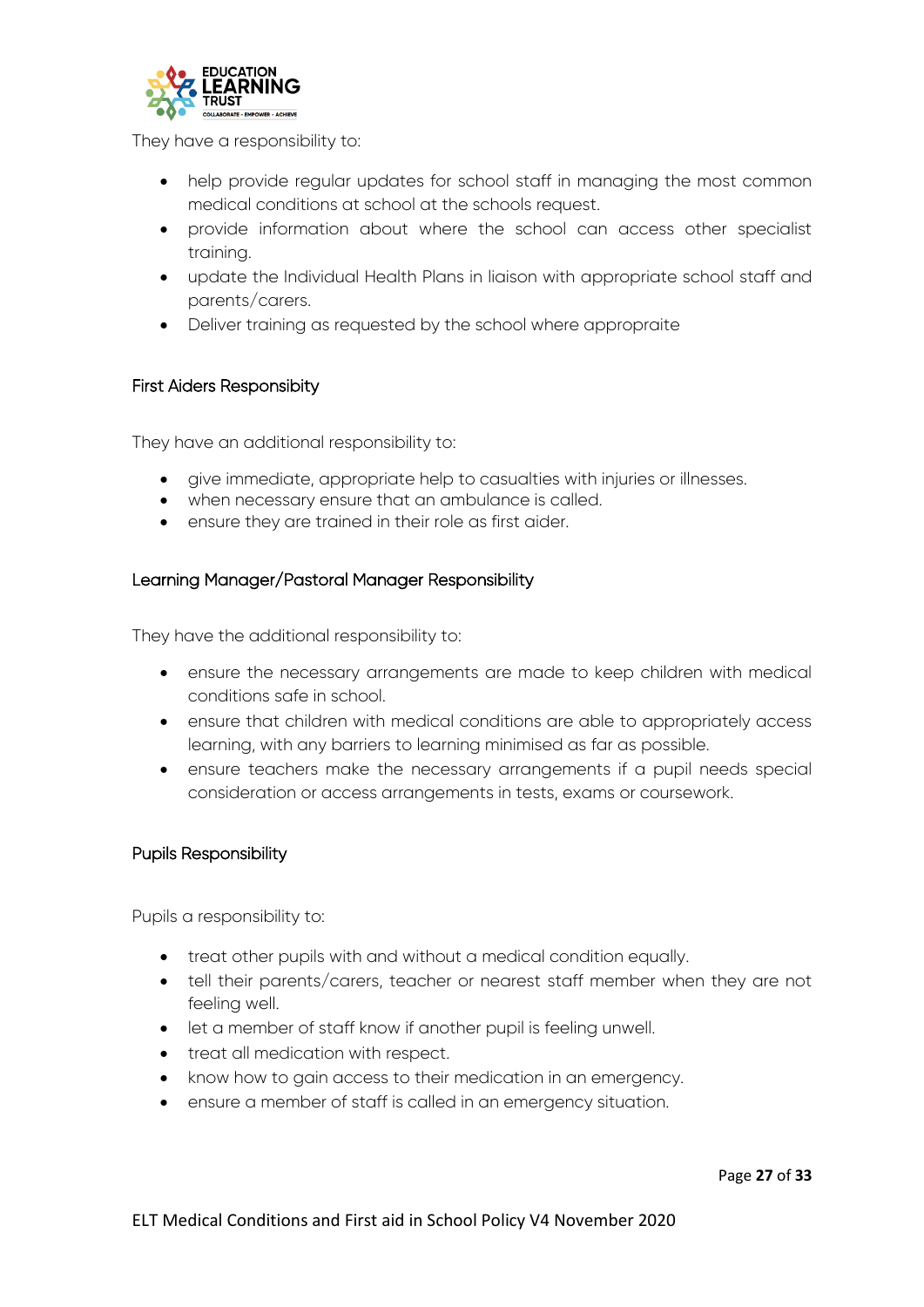They have a responsibility to:

- help provide regular updates for school staff in managing the most common medical conditions at school at the schools request.
- provide information about where the school can access other specialist training.
- update the Individual Health Plans in liaison with appropriate school staff and parents/carers.
- Deliver training as requested by the school where appropraite

### First Aiders Responsibity

They have an additional responsibility to:

- give immediate, appropriate help to casualties with injuries or illnesses.
- when necessary ensure that an ambulance is called.
- ensure they are trained in their role as first aider.

### Learning Manager/Pastoral Manager Responsibility

They have the additional responsibility to:

- ensure the necessary arrangements are made to keep children with medical conditions safe in school.
- ensure that children with medical conditions are able to appropriately access learning, with any barriers to learning minimised as far as possible.
- ensure teachers make the necessary arrangements if a pupil needs special consideration or access arrangements in tests, exams or coursework.

### Pupils Responsibility

Pupils a responsibility to:

- treat other pupils with and without a medical condition equally.
- tell their parents/carers, teacher or nearest staff member when they are not feeling well.
- let a member of staff know if another pupil is feeling unwell.
- treat all medication with respect.
- know how to gain access to their medication in an emergency.
- ensure a member of staff is called in an emergency situation.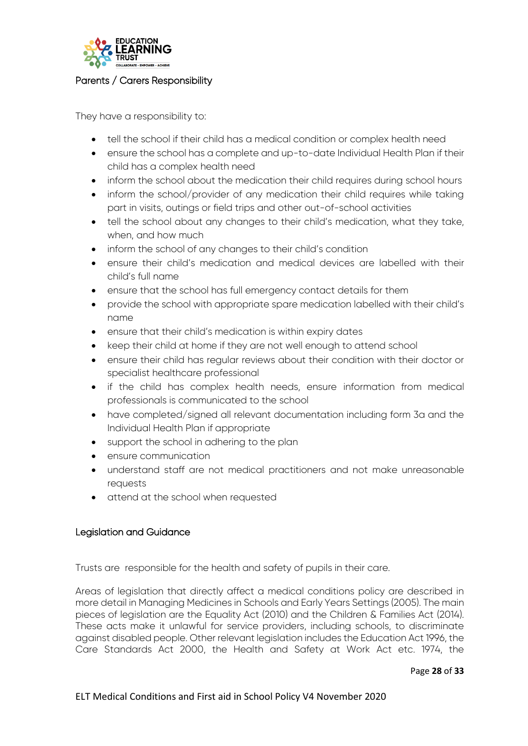## Parents / Carers Responsibility

They have a responsibility to:

- tell the school if their child has a medical condition or complex health need
- ensure the school has a complete and up-to-date Individual Health Plan if their child has a complex health need
- inform the school about the medication their child requires during school hours
- inform the school/provider of any medication their child requires while taking part in visits, outings or field trips and other out-of-school activities
- tell the school about any changes to their child's medication, what they take, when, and how much
- inform the school of any changes to their child's condition
- ensure their child's medication and medical devices are labelled with their child's full name
- ensure that the school has full emergency contact details for them
- provide the school with appropriate spare medication labelled with their child's name
- ensure that their child's medication is within expiry dates
- keep their child at home if they are not well enough to attend school
- ensure their child has regular reviews about their condition with their doctor or specialist healthcare professional
- if the child has complex health needs, ensure information from medical professionals is communicated to the school
- have completed/signed all relevant documentation including form 3a and the Individual Health Plan if appropriate
- support the school in adhering to the plan
- ensure communication
- understand staff are not medical practitioners and not make unreasonable requests
- attend at the school when requested

## Legislation and Guidance

Trusts are responsible for the health and safety of pupils in their care.

Areas of legislation that directly affect a medical conditions policy are described in more detail in Managing Medicines in Schools and Early Years Settings (2005). The main pieces of legislation are the Equality Act (2010) and the Children & Families Act (2014). These acts make it unlawful for service providers, including schools, to discriminate against disabled people. Other relevant legislation includes the Education Act 1996, the Care Standards Act 2000, the Health and Safety at Work Act etc. 1974, the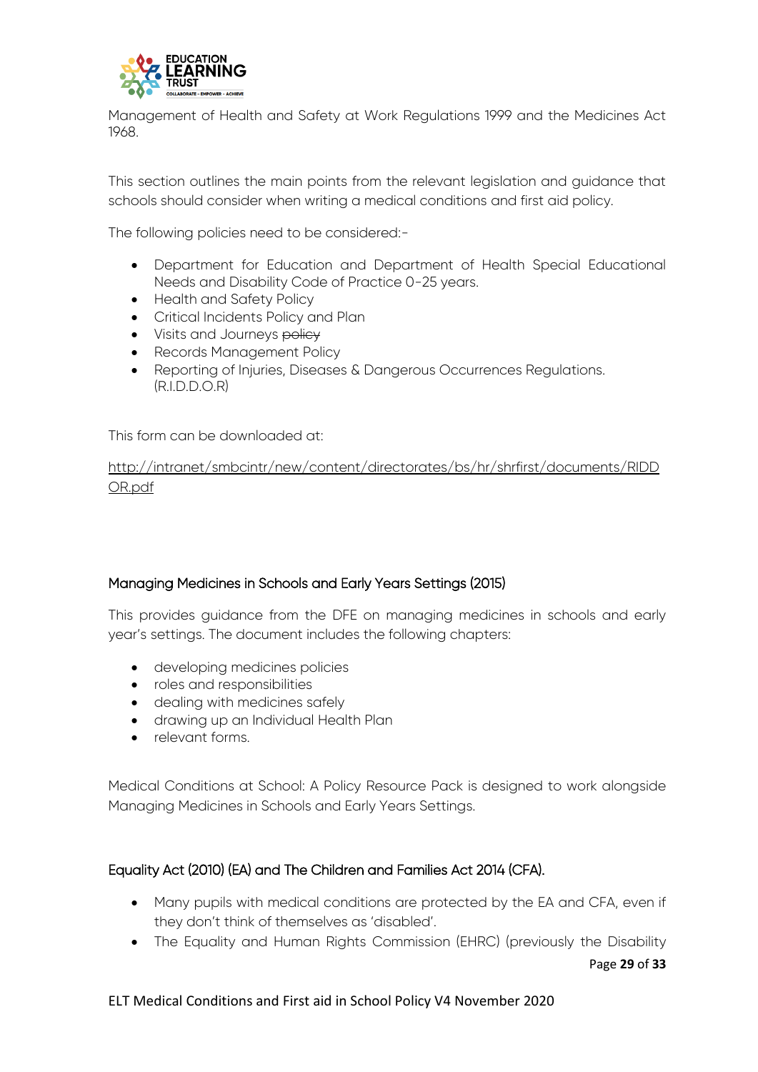Management of Health and Safety at Work Regulations 1999 and the Medicines Act 1968.

This section outlines the main points from the relevant legislation and guidance that schools should consider when writing a medical conditions and first aid policy.

The following policies need to be considered:-

- Department for Education and Department of Health Special Educational Needs and Disability Code of Practice 0-25 years.
- Health and Safety Policy
- Critical Incidents Policy and Plan
- Visits and Journeys ~~policy~~
- Records Management Policy
- Reporting of Injuries, Diseases & Dangerous Occurrences Regulations. (R.I.D.D.O.R)

This form can be downloaded at:

http://intranet/smbcintr/new/content/directorates/bs/hr/shrfirst/documents/RIDDOR.pdf

### Managing Medicines in Schools and Early Years Settings (2015)

This provides guidance from the DFE on managing medicines in schools and early year's settings. The document includes the following chapters:

- developing medicines policies
- roles and responsibilities
- dealing with medicines safely
- drawing up an Individual Health Plan
- relevant forms.

Medical Conditions at School: A Policy Resource Pack is designed to work alongside Managing Medicines in Schools and Early Years Settings.

### Equality Act (2010) (EA) and The Children and Families Act 2014 (CFA).

- Many pupils with medical conditions are protected by the EA and CFA, even if they don't think of themselves as 'disabled'.
- The Equality and Human Rights Commission (EHRC) (previously the Disability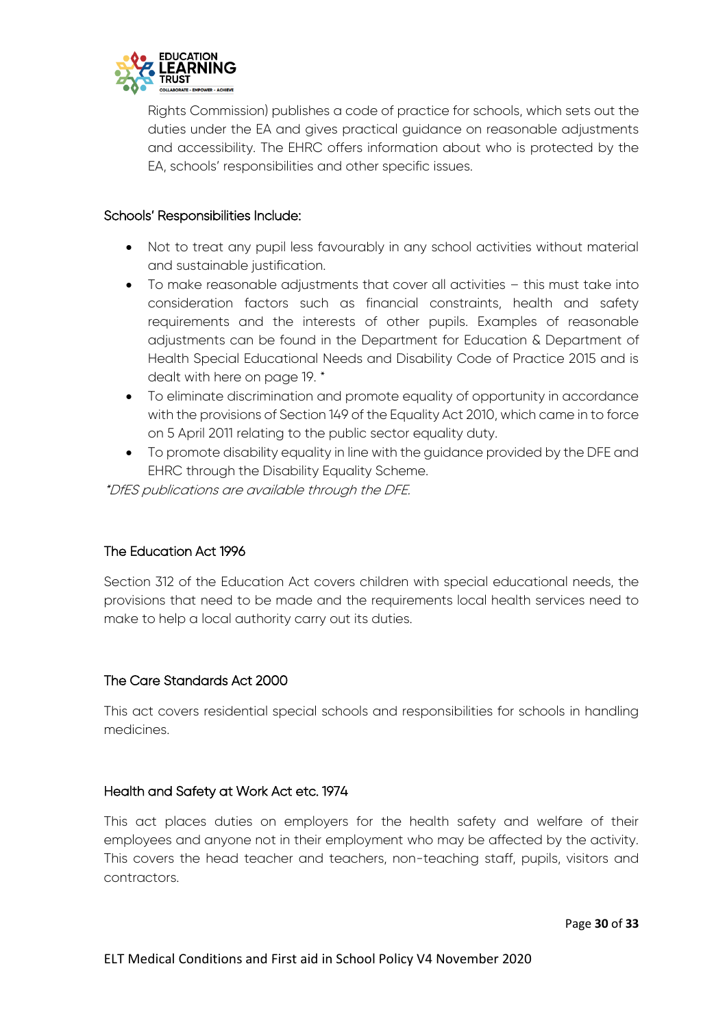Rights Commission) publishes a code of practice for schools, which sets out the duties under the EA and gives practical guidance on reasonable adjustments and accessibility. The EHRC offers information about who is protected by the EA, schools' responsibilities and other specific issues.

### Schools' Responsibilities Include:

- Not to treat any pupil less favourably in any school activities without material and sustainable justification.
- To make reasonable adjustments that cover all activities – this must take into consideration factors such as financial constraints, health and safety requirements and the interests of other pupils. Examples of reasonable adjustments can be found in the Department for Education & Department of Health Special Educational Needs and Disability Code of Practice 2015 and is dealt with here on page 19. *
- To eliminate discrimination and promote equality of opportunity in accordance with the provisions of Section 149 of the Equality Act 2010, which came in to force on 5 April 2011 relating to the public sector equality duty.
- To promote disability equality in line with the guidance provided by the DFE and EHRC through the Disability Equality Scheme.

*\*DfES publications are available through the DFE.*

### The Education Act 1996

Section 312 of the Education Act covers children with special educational needs, the provisions that need to be made and the requirements local health services need to make to help a local authority carry out its duties.

### The Care Standards Act 2000

This act covers residential special schools and responsibilities for schools in handling medicines.

### Health and Safety at Work Act etc. 1974

This act places duties on employers for the health safety and welfare of their employees and anyone not in their employment who may be affected by the activity. This covers the head teacher and teachers, non-teaching staff, pupils, visitors and contractors.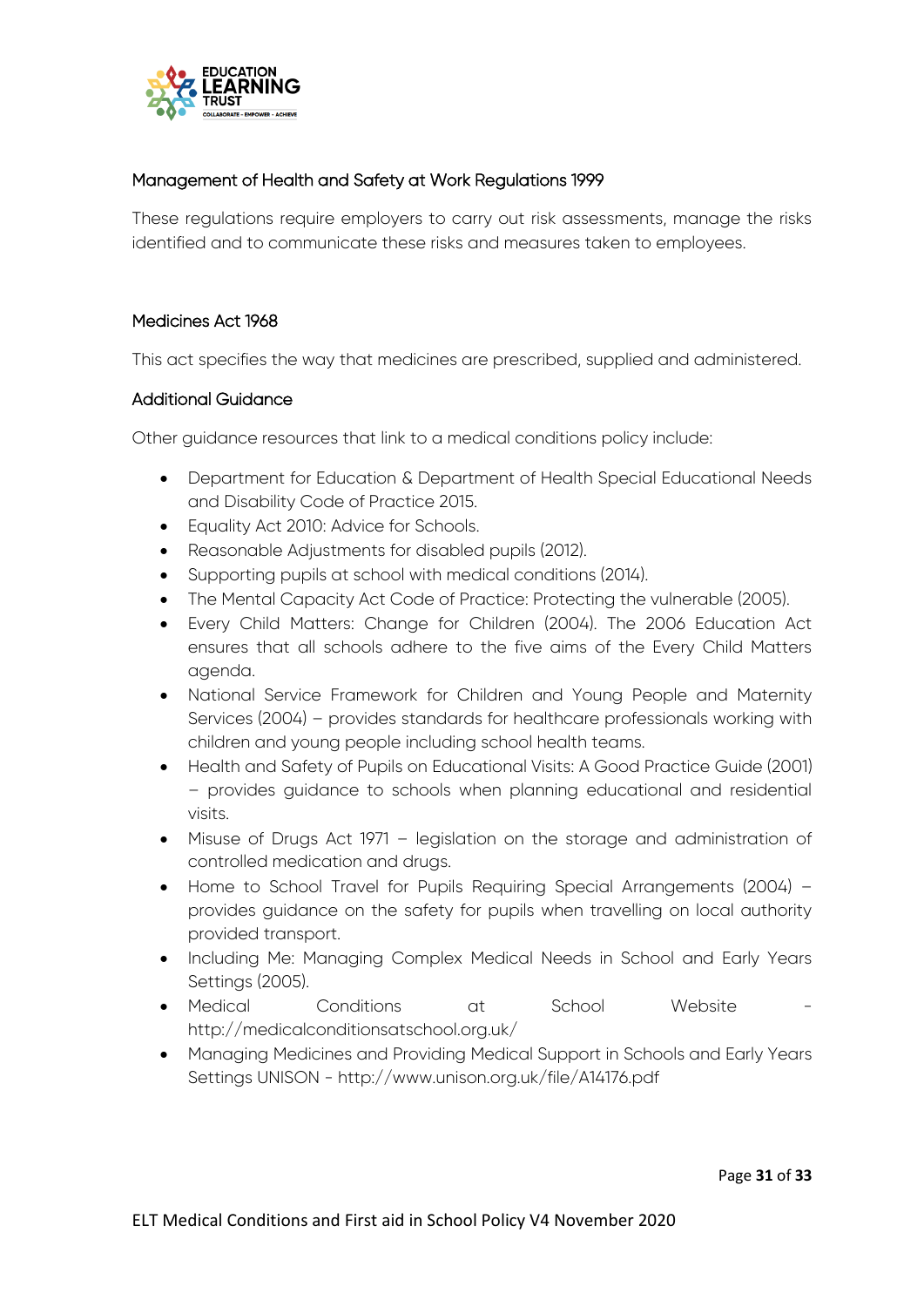### Management of Health and Safety at Work Regulations 1999

These regulations require employers to carry out risk assessments, manage the risks identified and to communicate these risks and measures taken to employees.

### Medicines Act 1968

This act specifies the way that medicines are prescribed, supplied and administered.

### Additional Guidance

Other guidance resources that link to a medical conditions policy include:

- Department for Education & Department of Health Special Educational Needs and Disability Code of Practice 2015.
- Equality Act 2010: Advice for Schools.
- Reasonable Adjustments for disabled pupils (2012).
- Supporting pupils at school with medical conditions (2014).
- The Mental Capacity Act Code of Practice: Protecting the vulnerable (2005).
- Every Child Matters: Change for Children (2004). The 2006 Education Act ensures that all schools adhere to the five aims of the Every Child Matters agenda.
- National Service Framework for Children and Young People and Maternity Services (2004) – provides standards for healthcare professionals working with children and young people including school health teams.
- Health and Safety of Pupils on Educational Visits: A Good Practice Guide (2001) – provides guidance to schools when planning educational and residential visits.
- Misuse of Drugs Act 1971 – legislation on the storage and administration of controlled medication and drugs.
- Home to School Travel for Pupils Requiring Special Arrangements (2004) – provides guidance on the safety for pupils when travelling on local authority provided transport.
- Including Me: Managing Complex Medical Needs in School and Early Years Settings (2005).
- Medical Conditions at School Website - http://medicalconditionsatschool.org.uk/
- Managing Medicines and Providing Medical Support in Schools and Early Years Settings UNISON - http://www.unison.org.uk/file/A14176.pdf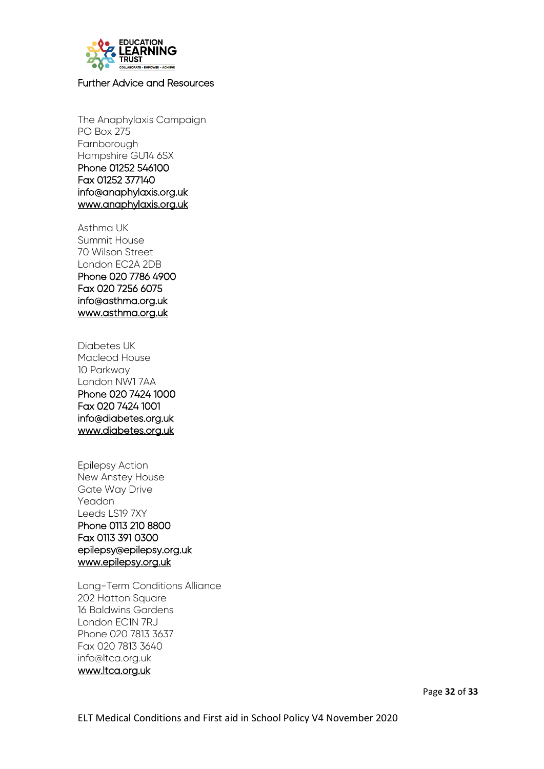## Further Advice and Resources

The Anaphylaxis Campaign
PO Box 275
Farnborough
Hampshire GU14 6SX
Phone 01252 546100
Fax 01252 377140
info@anaphylaxis.org.uk
www.anaphylaxis.org.uk

Asthma UK
Summit House
70 Wilson Street
London EC2A 2DB
Phone 020 7786 4900
Fax 020 7256 6075
info@asthma.org.uk
www.asthma.org.uk

Diabetes UK
Macleod House
10 Parkway
London NW1 7AA
Phone 020 7424 1000
Fax 020 7424 1001
info@diabetes.org.uk
www.diabetes.org.uk

Epilepsy Action
New Anstey House
Gate Way Drive
Yeadon
Leeds LS19 7XY
Phone 0113 210 8800
Fax 0113 391 0300
epilepsy@epilepsy.org.uk
www.epilepsy.org.uk

Long-Term Conditions Alliance
202 Hatton Square
16 Baldwins Gardens
London EC1N 7RJ
Phone 020 7813 3637
Fax 020 7813 3640
info@ltca.org.uk
www.ltca.org.uk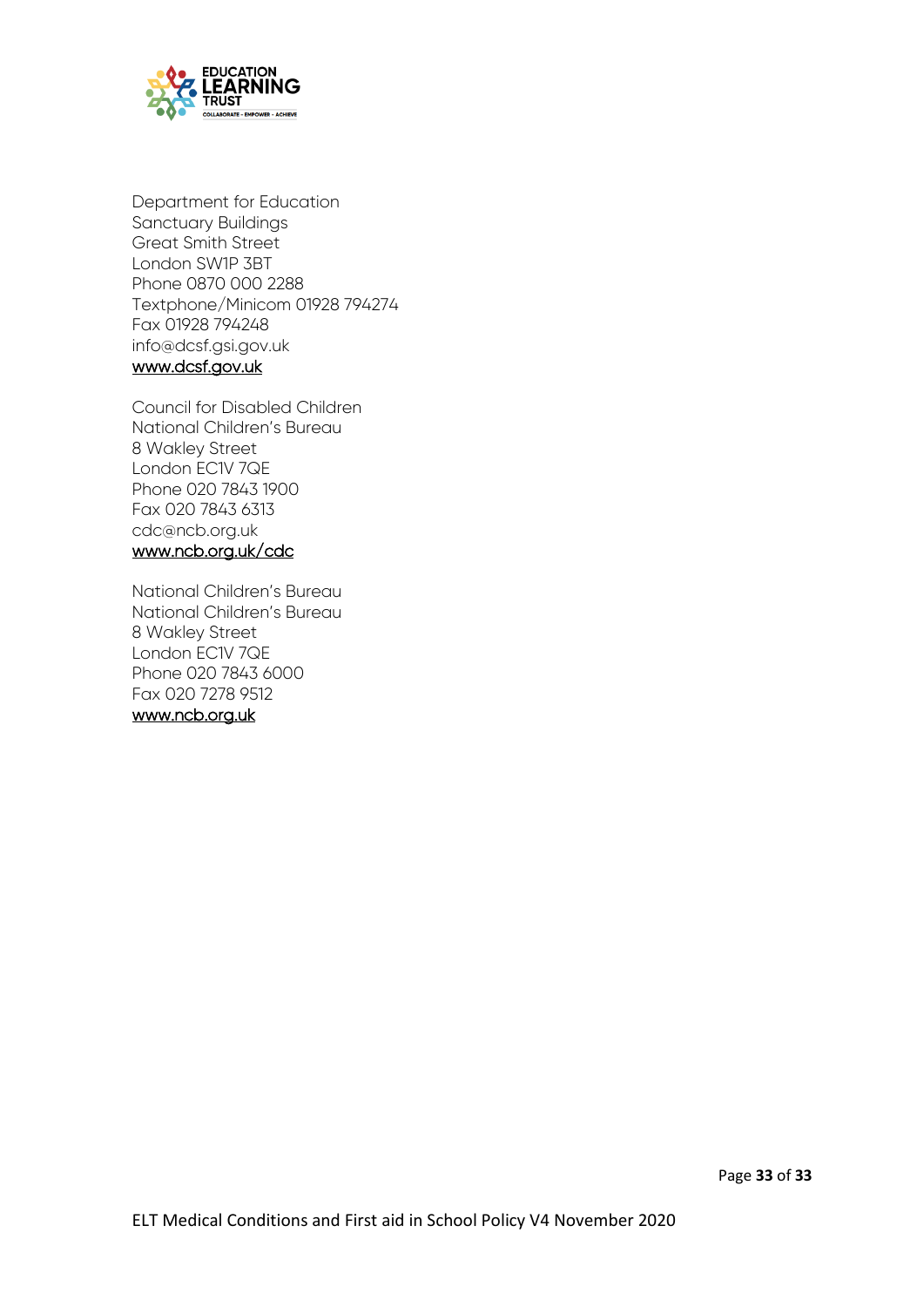Department for Education
Sanctuary Buildings
Great Smith Street
London SW1P 3BT
Phone 0870 000 2288
Textphone/Minicom 01928 794274
Fax 01928 794248
info@dcsf.gsi.gov.uk
www.dcsf.gov.uk

Council for Disabled Children
National Children's Bureau
8 Wakley Street
London EC1V 7QE
Phone 020 7843 1900
Fax 020 7843 6313
cdc@ncb.org.uk
www.ncb.org.uk/cdc

National Children's Bureau
National Children's Bureau
8 Wakley Street
London EC1V 7QE
Phone 020 7843 6000
Fax 020 7278 9512
www.ncb.org.uk